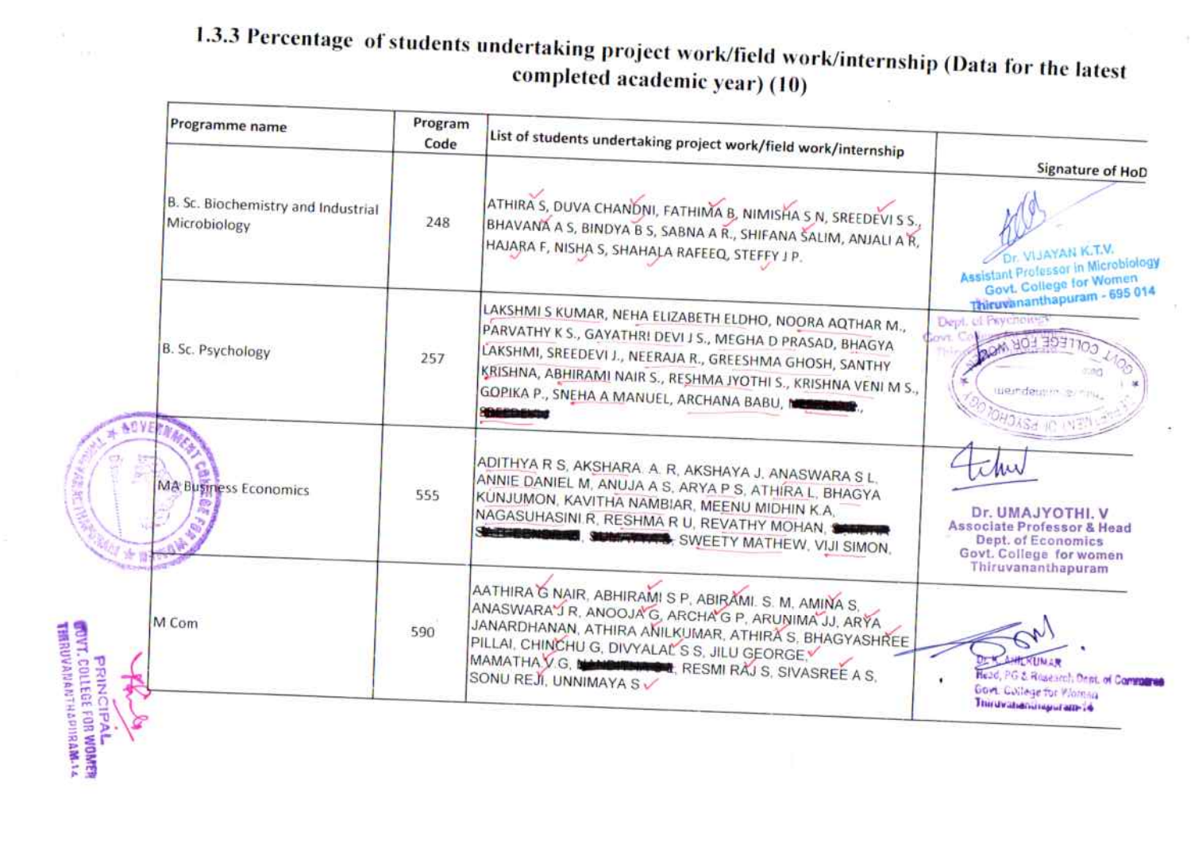## 1.3.3 Percentage of students undertaking project work/field work/internship (Data for the latest completed academic year) (10)

| Programme name | Program Code | List of students undertaking project work/field work/internship | Signature of HoD |
|---|---|---|---|
| B. Sc. Biochemistry and Industrial Microbiology | 248 | ATHIRA S, DUVA CHANDNI, FATHIMA B, NIMISHA S N, SREEDEVI S S., BHAVANA A S, BINDYA B S, SABNA A R., SHIFANA SALIM, ANJALI A R, HAJARA F, NISHA S, SHAHALA RAFEEQ, STEFFY J P. | Dr. VIJAYAN K.T.V. Assistant Professor in Microbiology Govt. College for Women Thiruvananthapuram - 695 014 |
| B. Sc. Psychology | 257 | LAKSHMI S KUMAR, NEHA ELIZABETH ELDHO, NOORA AQTHAR M., PARVATHY K S., GAYATHRI DEVI J S., MEGHA D PRASAD, BHAGYA LAKSHMI, SREEDEVI J., NEERAJA R., GREESHMA GHOSH, SANTHY KRISHNA, ABHIRAMI NAIR S., RESHMA JYOTHI S., KRISHNA VENI M S., GOPIKA P., SNEHA A MANUEL, ARCHANA BABU, | |
| MA Business Economics | 555 | ADITHYA R S, AKSHARA. A. R, AKSHAYA J, ANASWARA S L, ANNIE DANIEL M, ANUJA A S, ARYA P S, ATHIRA L, BHAGYA KUNJUMON, KAVITHA NAMBIAR, MEENU MIDHIN K.A, NAGASUHASINI R, RESHMA R U, REVATHY MOHAN, , SWEETY MATHEW, VIJI SIMON, | Dr. UMAJYOTHI. V Associate Professor & Head Dept. of Economics Govt. College for women Thiruvananthapuram |
| M Com | 590 | AATHIRA G NAIR, ABHIRAMI S P, ABIRAMI. S. M, AMINA S, ANASWARA J R, ANOOJA G, ARCHA G P, ARUNIMA JJ, ARYA JANARDHANAN, ATHIRA ANILKUMAR, ATHIRA S, BHAGYASHREE PILLAI, CHINCHU G, DIVYALAL S S, JILU GEORGE, MAMATHA V.G, , RESMI RAJ S, SIVASREE A S, SONU REJI, UNNIMAYA S | Dr. K. ANILKUMAR Head, PG & Research Dept. of Commerce Govt. College for Women Thiruvananthapuram-14 |

PRINCIPAL
GOVT. COLLEGE FOR WOMEN
THIRUVANANTHAPURAM-14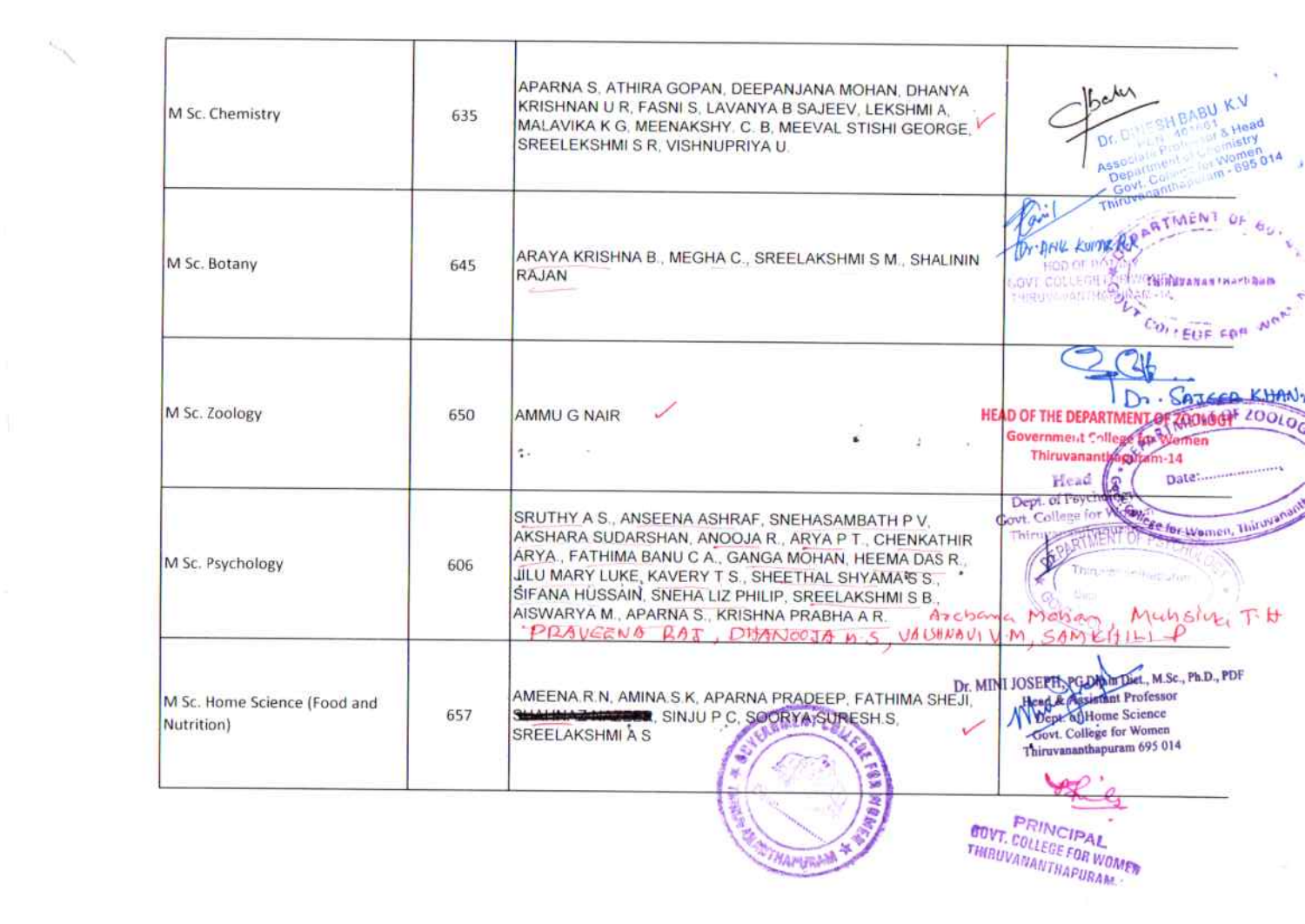| M Sc. Chemistry | 635 | APARNA S, ATHIRA GOPAN, DEEPANJANA MOHAN, DHANYA KRISHNAN U R, FASNI S, LAVANYA B SAJEEV, LEKSHMI A, MALAVIKA K G, MEENAKSHY. C. B, MEEVAL STISHI GEORGE, SREELEKSHMI S R, VISHNUPRIYA U. | Dr. DINESH BABU K.V Associate Professor & Head Department of Chemistry Govt. College for Women Thiruvananthapuram - 695 014 |
| --- | --- | --- | --- |
| M Sc. Botany | 645 | ARAYA KRISHNA B., MEGHA C., SREELAKSHMI S M., SHALININ RAJAN | Dr. ANIL KUMAR HOD OF BOTANY GOVT. COLLEGE FOR WOMEN THIRUVANANTHAPURAM-14 |
| M Sc. Zoology | 650 | AMMU G NAIR | Dr. SAJEED KHAN HEAD OF THE DEPARTMENT OF ZOOLOGY Government College for Women Thiruvananthapuram-14 |
| M Sc. Psychology | 606 | SRUTHY A S., ANSEENA ASHRAF, SNEHASAMBATH P V, AKSHARA SUDARSHAN, ANOOJA R., ARYA P T., CHENKATHIR ARYA., FATHIMA BANU C A., GANGA MOHAN, HEEMA DAS R., JILU MARY LUKE, KAVERY T S., SHEETHAL SHYAMA S S., SIFANA HUSSAIN, SNEHA LIZ PHILIP, SREELAKSHMI S B., AISWARYA M., APARNA S., KRISHNA PRABHA A R. Archana Mohan, Muhsina T H PRAVEENA RAJ, DHANOOJA H S, VAISHNAVI V M, SAMEEHILI P | Head Dept. of Psychology Govt. College for Women Thiruvananthapuram |
| M Sc. Home Science (Food and Nutrition) | 657 | AMEENA.R.N, AMINA.S.K, APARNA PRADEEP, FATHIMA SHEJI, ~~SHALINA ZAHEER~~, SINJU P C, SOORYA SURESH.S, SREELAKSHMI A S | Dr. MINI JOSEPH, PGDND Diet., M.Sc., Ph.D., PDF Head & Assistant Professor Dept. of Home Science Govt. College for Women Thiruvananthapuram 695 014 |

PRINCIPAL
GOVT. COLLEGE FOR WOMEN
THIRUVANANTHAPURAM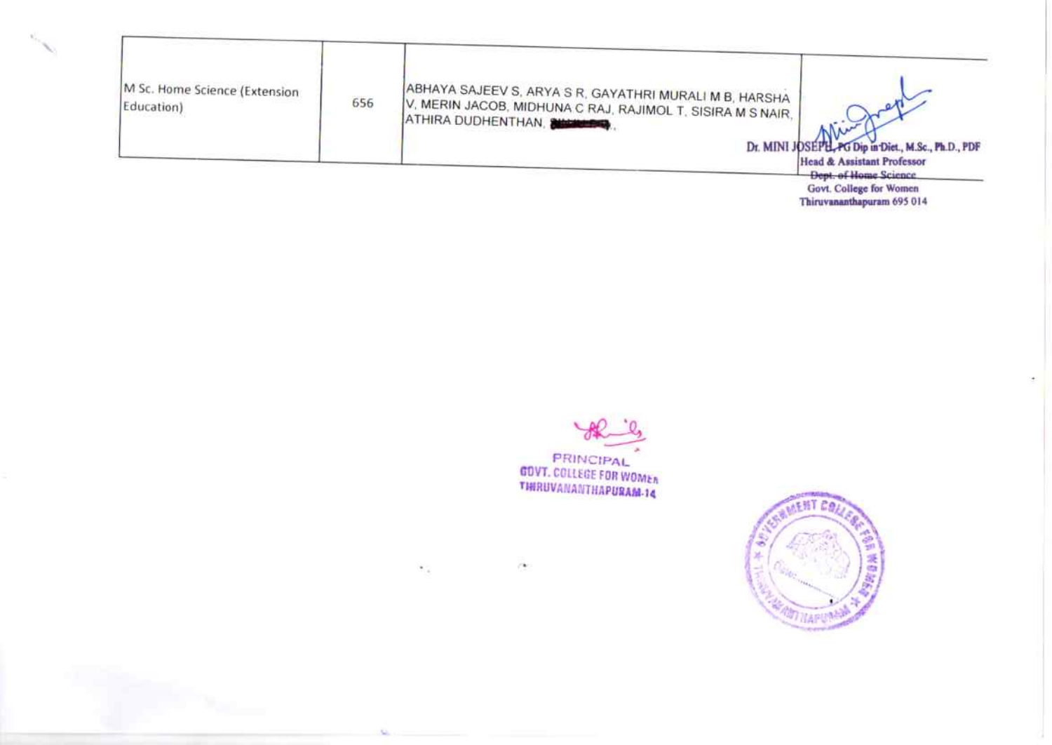| M Sc. Home Science (Extension Education) | 656 | ABHAYA SAJEEV S, ARYA S R, GAYATHRI MURALI M B, HARSHA V, MERIN JACOB, MIDHUNA C RAJ, RAJIMOL T, SISIRA M S NAIR, ATHIRA DUDHENTHAN, | Dr. MINI JOSEPH, PG Dip in Diet., M.Sc., Ph.D., PDF<br>Head & Assistant Professor<br>Dept. of Home Science<br>Govt. College for Women<br>Thiruvananthapuram 695 014 |
|---|---|---|---|

PRINCIPAL
GOVT. COLLEGE FOR WOMEN
THIRUVANANTHAPURAM-14

GOVERNMENT COLLEGE FOR WOMEN THIRUVANANTHAPURAM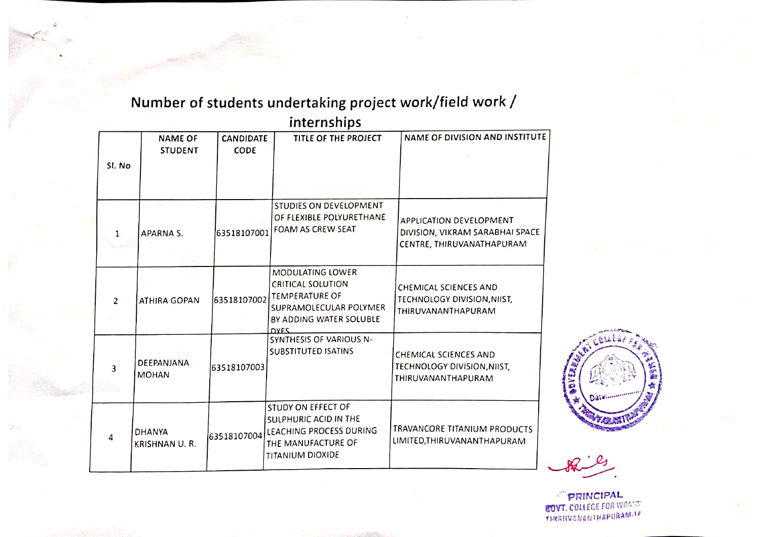## Number of students undertaking project work/field work / internships

| Sl. No | NAME OF STUDENT | CANDIDATE CODE | TITLE OF THE PROJECT | NAME OF DIVISION AND INSTITUTE |
|---|---|---|---|---|
| 1 | APARNA S. | 63518107001 | STUDIES ON DEVELOPMENT OF FLEXIBLE POLYURETHANE FOAM AS CREW SEAT | APPLICATION DEVELOPMENT DIVISION, VIKRAM SARABHAI SPACE CENTRE, THIRUVANATHAPURAM |
| 2 | ATHIRA GOPAN | 63518107002 | MODULATING LOWER CRITICAL SOLUTION TEMPERATURE OF SUPRAMOLECULAR POLYMER BY ADDING WATER SOLUBLE DYES | CHEMICAL SCIENCES AND TECHNOLOGY DIVISION,NIIST, THIRUVANANTHAPURAM |
| 3 | DEEPANJANA MOHAN | 63518107003 | SYNTHESIS OF VARIOUS N-SUBSTITUTED ISATINS | CHEMICAL SCIENCES AND TECHNOLOGY DIVISION,NIIST, THIRUVANANTHAPURAM |
| 4 | DHANYA KRISHNAN U. R. | 63518107004 | STUDY ON EFFECT OF SULPHURIC ACID IN THE LEACHING PROCESS DURING THE MANUFACTURE OF TITANIUM DIOXIDE | TRAVANCORE TITANIUM PRODUCTS LIMITED,THIRUVANANTHAPURAM |

PRINCIPAL
GOVT. COLLEGE FOR WOMEN
THIRUVANANTHAPURAM-14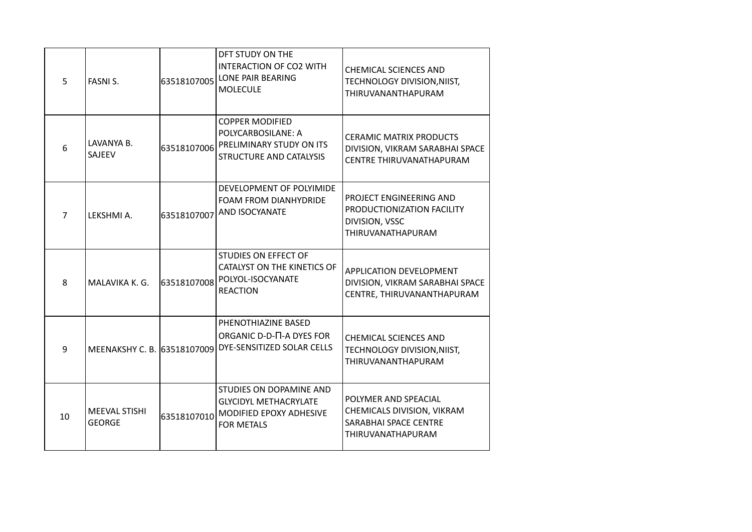| 5 | FASNI S. | 63518107005 | DFT STUDY ON THE INTERACTION OF $CO_2$ WITH LONE PAIR BEARING MOLECULE | CHEMICAL SCIENCES AND TECHNOLOGY DIVISION,NIIST, THIRUVANANTHAPURAM |
|---|---|---|---|---|
| 6 | LAVANYA B. SAJEEV | 63518107006 | COPPER MODIFIED POLYCARBOSILANE: A PRELIMINARY STUDY ON ITS STRUCTURE AND CATALYSIS | CERAMIC MATRIX PRODUCTS DIVISION, VIKRAM SARABHAI SPACE CENTRE THIRUVANATHAPURAM |
| 7 | LEKSHMI A. | 63518107007 | DEVELOPMENT OF POLYIMIDE FOAM FROM DIANHYDRIDE AND ISOCYANATE | PROJECT ENGINEERING AND PRODUCTIONIZATION FACILITY DIVISION, VSSC THIRUVANATHAPURAM |
| 8 | MALAVIKA K. G. | 63518107008 | STUDIES ON EFFECT OF CATALYST ON THE KINETICS OF POLYOL-ISOCYANATE REACTION | APPLICATION DEVELOPMENT DIVISION, VIKRAM SARABHAI SPACE CENTRE, THIRUVANANTHAPURAM |
| 9 | MEENAKSHY C. B. | 63518107009 | PHENOTHIAZINE BASED ORGANIC D-D-Π-A DYES FOR DYE-SENSITIZED SOLAR CELLS | CHEMICAL SCIENCES AND TECHNOLOGY DIVISION,NIIST, THIRUVANANTHAPURAM |
| 10 | MEEVAL STISHI GEORGE | 63518107010 | STUDIES ON DOPAMINE AND GLYCIDYL METHACRYLATE MODIFIED EPOXY ADHESIVE FOR METALS | POLYMER AND SPEACIAL CHEMICALS DIVISION, VIKRAM SARABHAI SPACE CENTRE THIRUVANATHAPURAM |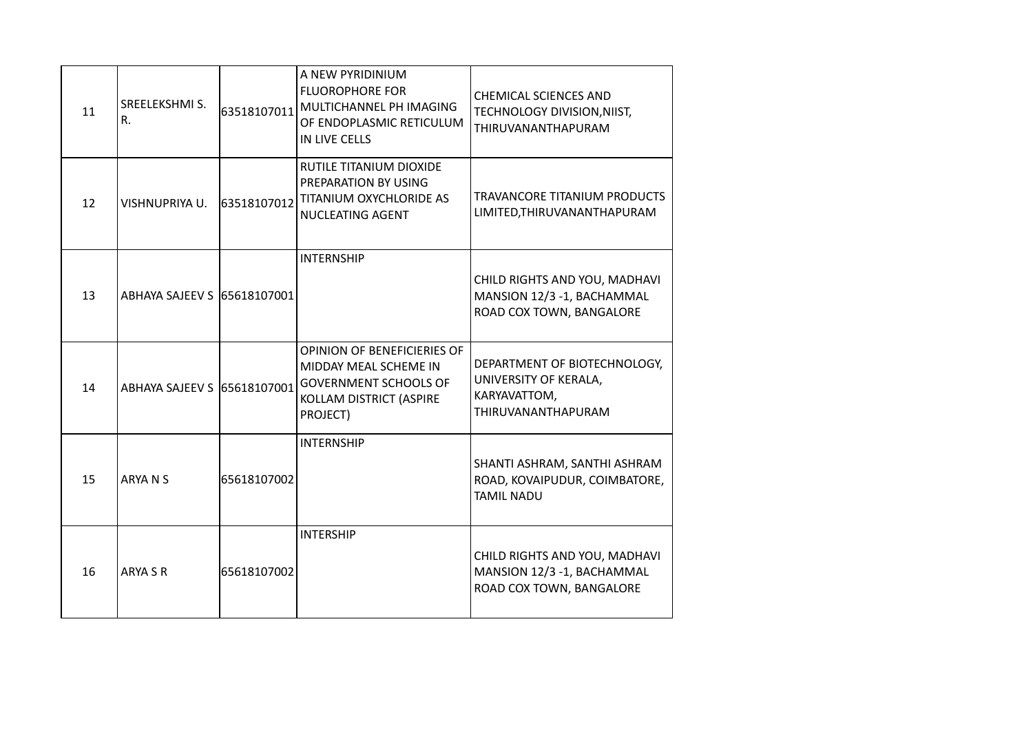| 11 | SREELEKSHMI S. R. | 63518107011 | A NEW PYRIDINIUM FLUOROPHORE FOR MULTICHANNEL PH IMAGING OF ENDOPLASMIC RETICULUM IN LIVE CELLS | CHEMICAL SCIENCES AND TECHNOLOGY DIVISION,NIIST, THIRUVANANTHAPURAM |
|---|---|---|---|---|
| 12 | VISHNUPRIYA U. | 63518107012 | RUTILE TITANIUM DIOXIDE PREPARATION BY USING TITANIUM OXYCHLORIDE AS NUCLEATING AGENT | TRAVANCORE TITANIUM PRODUCTS LIMITED,THIRUVANANTHAPURAM |
| 13 | ABHAYA SAJEEV S | 65618107001 | INTERNSHIP | CHILD RIGHTS AND YOU, MADHAVI MANSION 12/3 -1, BACHAMMAL ROAD COX TOWN, BANGALORE |
| 14 | ABHAYA SAJEEV S | 65618107001 | OPINION OF BENEFICIERIES OF MIDDAY MEAL SCHEME IN GOVERNMENT SCHOOLS OF KOLLAM DISTRICT (ASPIRE PROJECT) | DEPARTMENT OF BIOTECHNOLOGY, UNIVERSITY OF KERALA, KARYAVATTOM, THIRUVANANTHAPURAM |
| 15 | ARYA N S | 65618107002 | INTERNSHIP | SHANTI ASHRAM, SANTHI ASHRAM ROAD, KOVAIPUDUR, COIMBATORE, TAMIL NADU |
| 16 | ARYA S R | 65618107002 | INTERSHIP | CHILD RIGHTS AND YOU, MADHAVI MANSION 12/3 -1, BACHAMMAL ROAD COX TOWN, BANGALORE |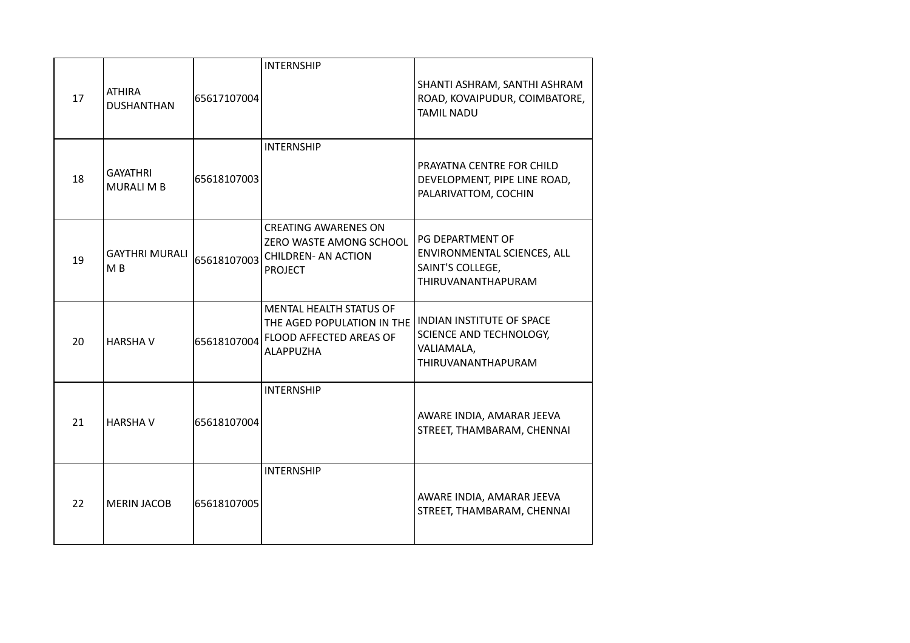| | | | | |
|---|---|---|---|---|
| 17 | ATHIRA DUSHANTHAN | 65617107004 | INTERNSHIP | SHANTI ASHRAM, SANTHI ASHRAM ROAD, KOVAIPUDUR, COIMBATORE, TAMIL NADU |
| 18 | GAYATHRI MURALI M B | 65618107003 | INTERNSHIP | PRAYATNA CENTRE FOR CHILD DEVELOPMENT, PIPE LINE ROAD, PALARIVATTOM, COCHIN |
| 19 | GAYTHRI MURALI M B | 65618107003 | CREATING AWARENES ON ZERO WASTE AMONG SCHOOL CHILDREN- AN ACTION PROJECT | PG DEPARTMENT OF ENVIRONMENTAL SCIENCES, ALL SAINT'S COLLEGE, THIRUVANANTHAPURAM |
| 20 | HARSHA V | 65618107004 | MENTAL HEALTH STATUS OF THE AGED POPULATION IN THE FLOOD AFFECTED AREAS OF ALAPPUZHA | INDIAN INSTITUTE OF SPACE SCIENCE AND TECHNOLOGY, VALIAMALA, THIRUVANANTHAPURAM |
| 21 | HARSHA V | 65618107004 | INTERNSHIP | AWARE INDIA, AMARAR JEEVA STREET, THAMBARAM, CHENNAI |
| 22 | MERIN JACOB | 65618107005 | INTERNSHIP | AWARE INDIA, AMARAR JEEVA STREET, THAMBARAM, CHENNAI |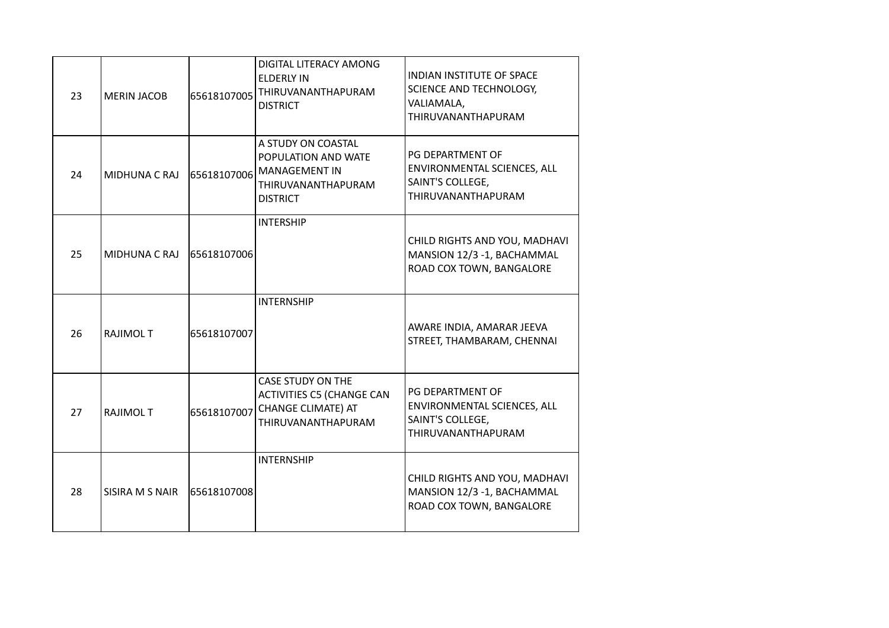| | | | | |
|---|---|---|---|---|
| 23 | MERIN JACOB | 65618107005 | DIGITAL LITERACY AMONG ELDERLY IN THIRUVANANTHAPURAM DISTRICT | INDIAN INSTITUTE OF SPACE SCIENCE AND TECHNOLOGY, VALIAMALA, THIRUVANANTHAPURAM |
| 24 | MIDHUNA C RAJ | 65618107006 | A STUDY ON COASTAL POPULATION AND WATE MANAGEMENT IN THIRUVANANTHAPURAM DISTRICT | PG DEPARTMENT OF ENVIRONMENTAL SCIENCES, ALL SAINT'S COLLEGE, THIRUVANANTHAPURAM |
| 25 | MIDHUNA C RAJ | 65618107006 | INTERSHIP | CHILD RIGHTS AND YOU, MADHAVI MANSION 12/3 -1, BACHAMMAL ROAD COX TOWN, BANGALORE |
| 26 | RAJIMOL T | 65618107007 | INTERNSHIP | AWARE INDIA, AMARAR JEEVA STREET, THAMBARAM, CHENNAI |
| 27 | RAJIMOL T | 65618107007 | CASE STUDY ON THE ACTIVITIES C5 (CHANGE CAN CHANGE CLIMATE) AT THIRUVANANTHAPURAM | PG DEPARTMENT OF ENVIRONMENTAL SCIENCES, ALL SAINT'S COLLEGE, THIRUVANANTHAPURAM |
| 28 | SISIRA M S NAIR | 65618107008 | INTERNSHIP | CHILD RIGHTS AND YOU, MADHAVI MANSION 12/3 -1, BACHAMMAL ROAD COX TOWN, BANGALORE |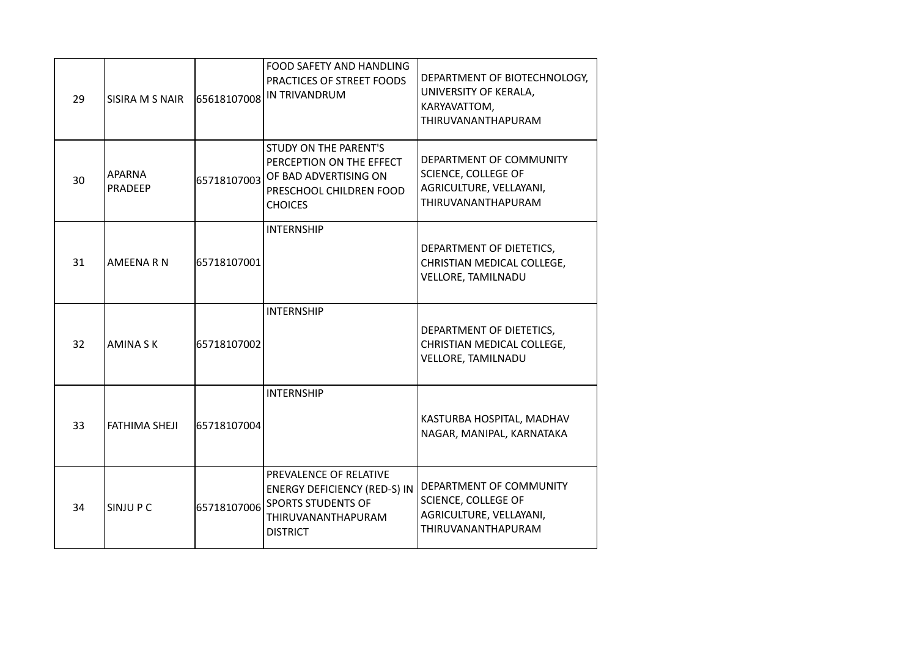| 29 | SISIRA M S NAIR | 65618107008 | FOOD SAFETY AND HANDLING PRACTICES OF STREET FOODS IN TRIVANDRUM | DEPARTMENT OF BIOTECHNOLOGY, UNIVERSITY OF KERALA, KARYAVATTOM, THIRUVANANTHAPURAM |
|---|---|---|---|---|
| 30 | APARNA PRADEEP | 65718107003 | STUDY ON THE PARENT'S PERCEPTION ON THE EFFECT OF BAD ADVERTISING ON PRESCHOOL CHILDREN FOOD CHOICES | DEPARTMENT OF COMMUNITY SCIENCE, COLLEGE OF AGRICULTURE, VELLAYANI, THIRUVANANTHAPURAM |
| 31 | AMEENA R N | 65718107001 | INTERNSHIP | DEPARTMENT OF DIETETICS, CHRISTIAN MEDICAL COLLEGE, VELLORE, TAMILNADU |
| 32 | AMINA S K | 65718107002 | INTERNSHIP | DEPARTMENT OF DIETETICS, CHRISTIAN MEDICAL COLLEGE, VELLORE, TAMILNADU |
| 33 | FATHIMA SHEJI | 65718107004 | INTERNSHIP | KASTURBA HOSPITAL, MADHAV NAGAR, MANIPAL, KARNATAKA |
| 34 | SINJU P C | 65718107006 | PREVALENCE OF RELATIVE ENERGY DEFICIENCY (RED-S) IN SPORTS STUDENTS OF THIRUVANANTHAPURAM DISTRICT | DEPARTMENT OF COMMUNITY SCIENCE, COLLEGE OF AGRICULTURE, VELLAYANI, THIRUVANANTHAPURAM |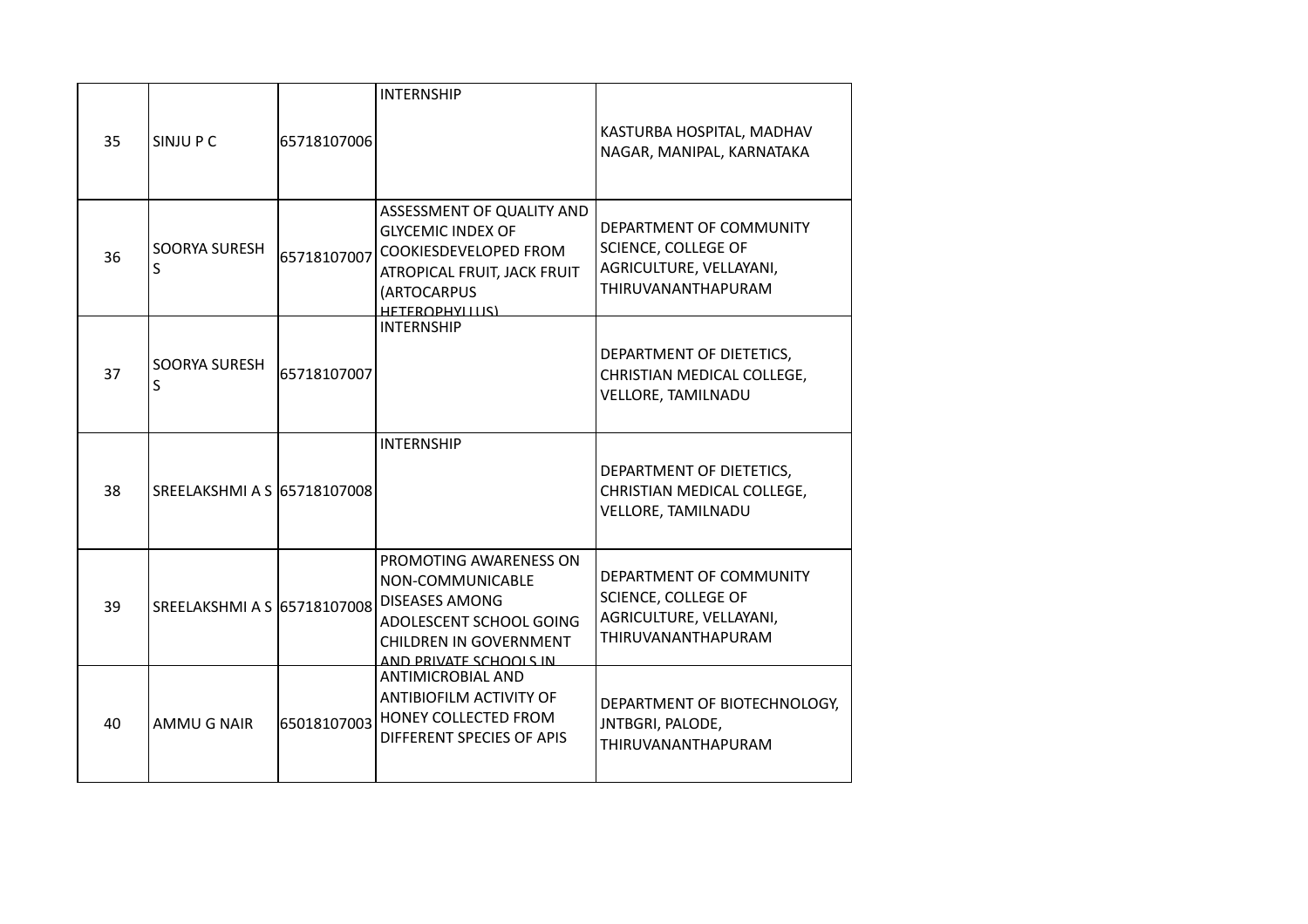| 35 | SINJU P C | 65718107006 | INTERNSHIP | KASTURBA HOSPITAL, MADHAV NAGAR, MANIPAL, KARNATAKA |
|---|---|---|---|---|
| 36 | SOORYA SURESH S | 65718107007 | ASSESSMENT OF QUALITY AND GLYCEMIC INDEX OF COOKIESDEVELOPED FROM ATROPICAL FRUIT, JACK FRUIT (ARTOCARPUS HETEROPHYLLUS) | DEPARTMENT OF COMMUNITY SCIENCE, COLLEGE OF AGRICULTURE, VELLAYANI, THIRUVANANTHAPURAM |
| 37 | SOORYA SURESH S | 65718107007 | INTERNSHIP | DEPARTMENT OF DIETETICS, CHRISTIAN MEDICAL COLLEGE, VELLORE, TAMILNADU |
| 38 | SREELAKSHMI A S | 65718107008 | INTERNSHIP | DEPARTMENT OF DIETETICS, CHRISTIAN MEDICAL COLLEGE, VELLORE, TAMILNADU |
| 39 | SREELAKSHMI A S | 65718107008 | PROMOTING AWARENESS ON NON-COMMUNICABLE DISEASES AMONG ADOLESCENT SCHOOL GOING CHILDREN IN GOVERNMENT AND PRIVATE SCHOOLS IN | DEPARTMENT OF COMMUNITY SCIENCE, COLLEGE OF AGRICULTURE, VELLAYANI, THIRUVANANTHAPURAM |
| 40 | AMMU G NAIR | 65018107003 | ANTIMICROBIAL AND ANTIBIOFILM ACTIVITY OF HONEY COLLECTED FROM DIFFERENT SPECIES OF APIS | DEPARTMENT OF BIOTECHNOLOGY, JNTBGRI, PALODE, THIRUVANANTHAPURAM |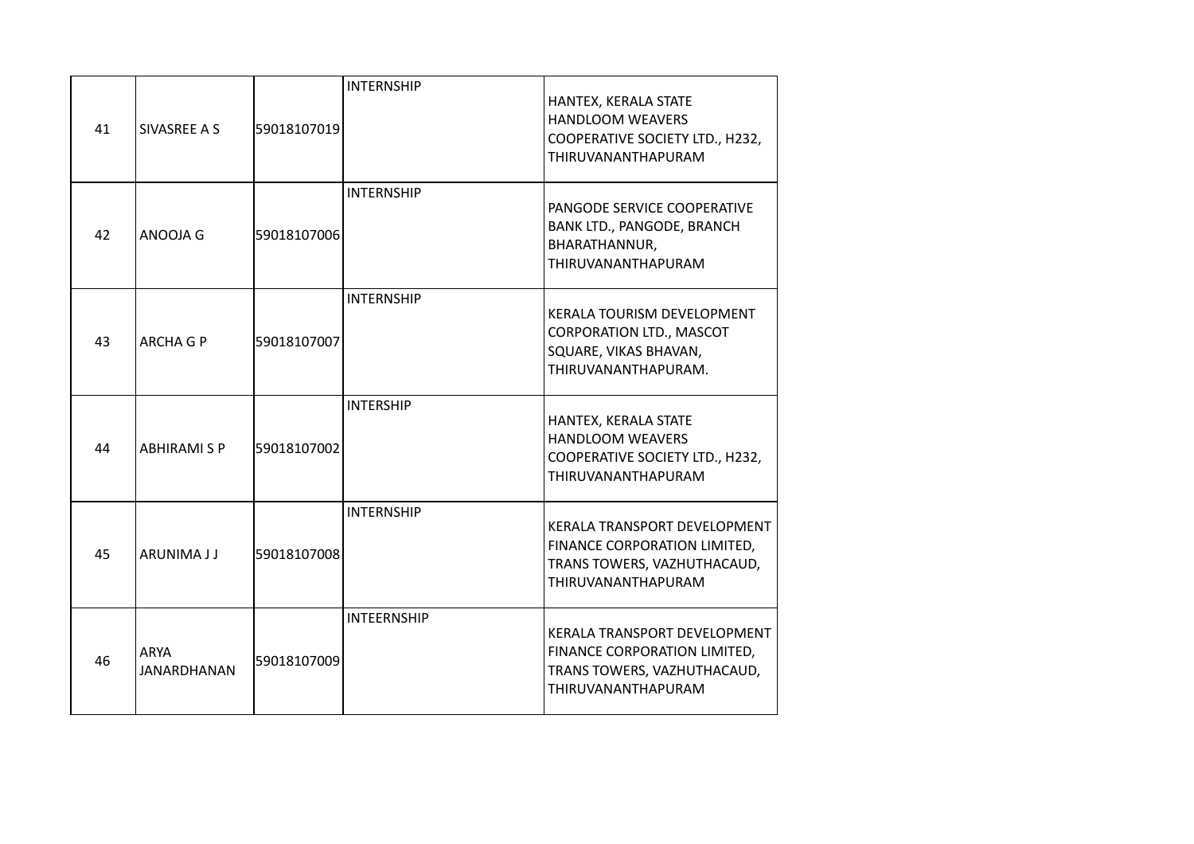| 41 | SIVASREE A S | 59018107019 | INTERNSHIP | HANTEX, KERALA STATE HANDLOOM WEAVERS COOPERATIVE SOCIETY LTD., H232, THIRUVANANTHAPURAM |
|---|---|---|---|---|
| 42 | ANOOJA G | 59018107006 | INTERNSHIP | PANGODE SERVICE COOPERATIVE BANK LTD., PANGODE, BRANCH BHARATHANNUR, THIRUVANANTHAPURAM |
| 43 | ARCHA G P | 59018107007 | INTERNSHIP | KERALA TOURISM DEVELOPMENT CORPORATION LTD., MASCOT SQUARE, VIKAS BHAVAN, THIRUVANANTHAPURAM. |
| 44 | ABHIRAMI S P | 59018107002 | INTERSHIP | HANTEX, KERALA STATE HANDLOOM WEAVERS COOPERATIVE SOCIETY LTD., H232, THIRUVANANTHAPURAM |
| 45 | ARUNIMA J J | 59018107008 | INTERNSHIP | KERALA TRANSPORT DEVELOPMENT FINANCE CORPORATION LIMITED, TRANS TOWERS, VAZHUTHACAUD, THIRUVANANTHAPURAM |
| 46 | ARYA JANARDHANAN | 59018107009 | INTEERNSHIP | KERALA TRANSPORT DEVELOPMENT FINANCE CORPORATION LIMITED, TRANS TOWERS, VAZHUTHACAUD, THIRUVANANTHAPURAM |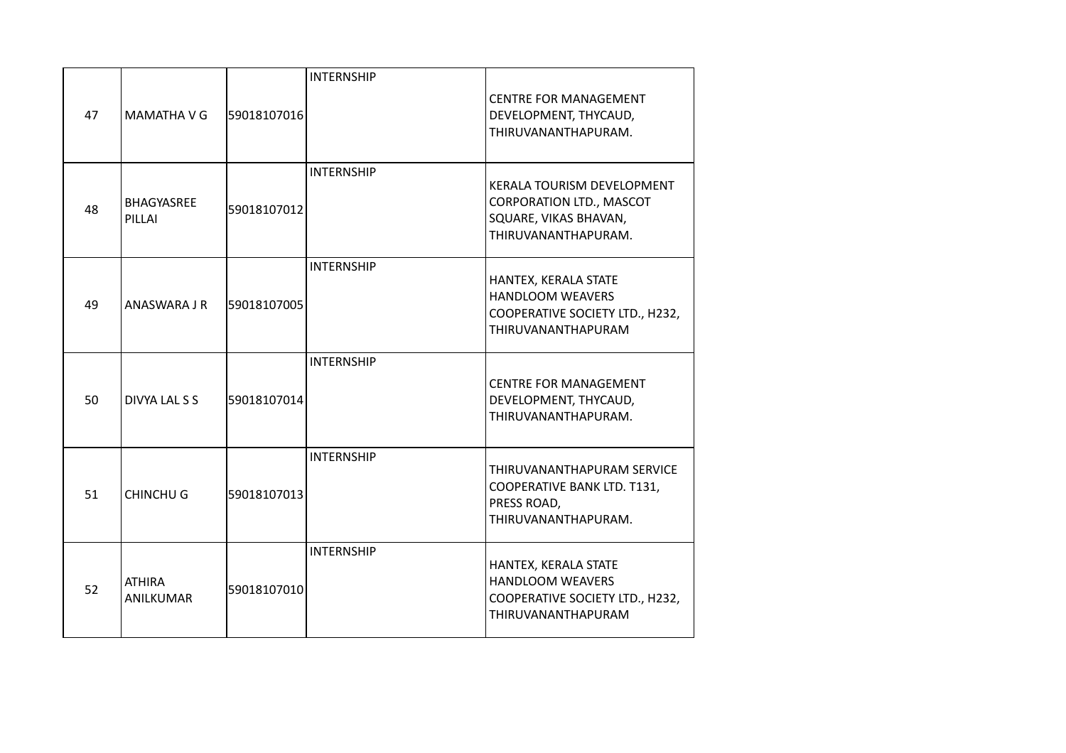| 47 | MAMATHA V G | 59018107016 | INTERNSHIP | CENTRE FOR MANAGEMENT DEVELOPMENT, THYCAUD, THIRUVANANTHAPURAM. |
|---|---|---|---|---|
| 48 | BHAGYASREE PILLAI | 59018107012 | INTERNSHIP | KERALA TOURISM DEVELOPMENT CORPORATION LTD., MASCOT SQUARE, VIKAS BHAVAN, THIRUVANANTHAPURAM. |
| 49 | ANASWARA J R | 59018107005 | INTERNSHIP | HANTEX, KERALA STATE HANDLOOM WEAVERS COOPERATIVE SOCIETY LTD., H232, THIRUVANANTHAPURAM |
| 50 | DIVYA LAL S S | 59018107014 | INTERNSHIP | CENTRE FOR MANAGEMENT DEVELOPMENT, THYCAUD, THIRUVANANTHAPURAM. |
| 51 | CHINCHU G | 59018107013 | INTERNSHIP | THIRUVANANTHAPURAM SERVICE COOPERATIVE BANK LTD. T131, PRESS ROAD, THIRUVANANTHAPURAM. |
| 52 | ATHIRA ANILKUMAR | 59018107010 | INTERNSHIP | HANTEX, KERALA STATE HANDLOOM WEAVERS COOPERATIVE SOCIETY LTD., H232, THIRUVANANTHAPURAM |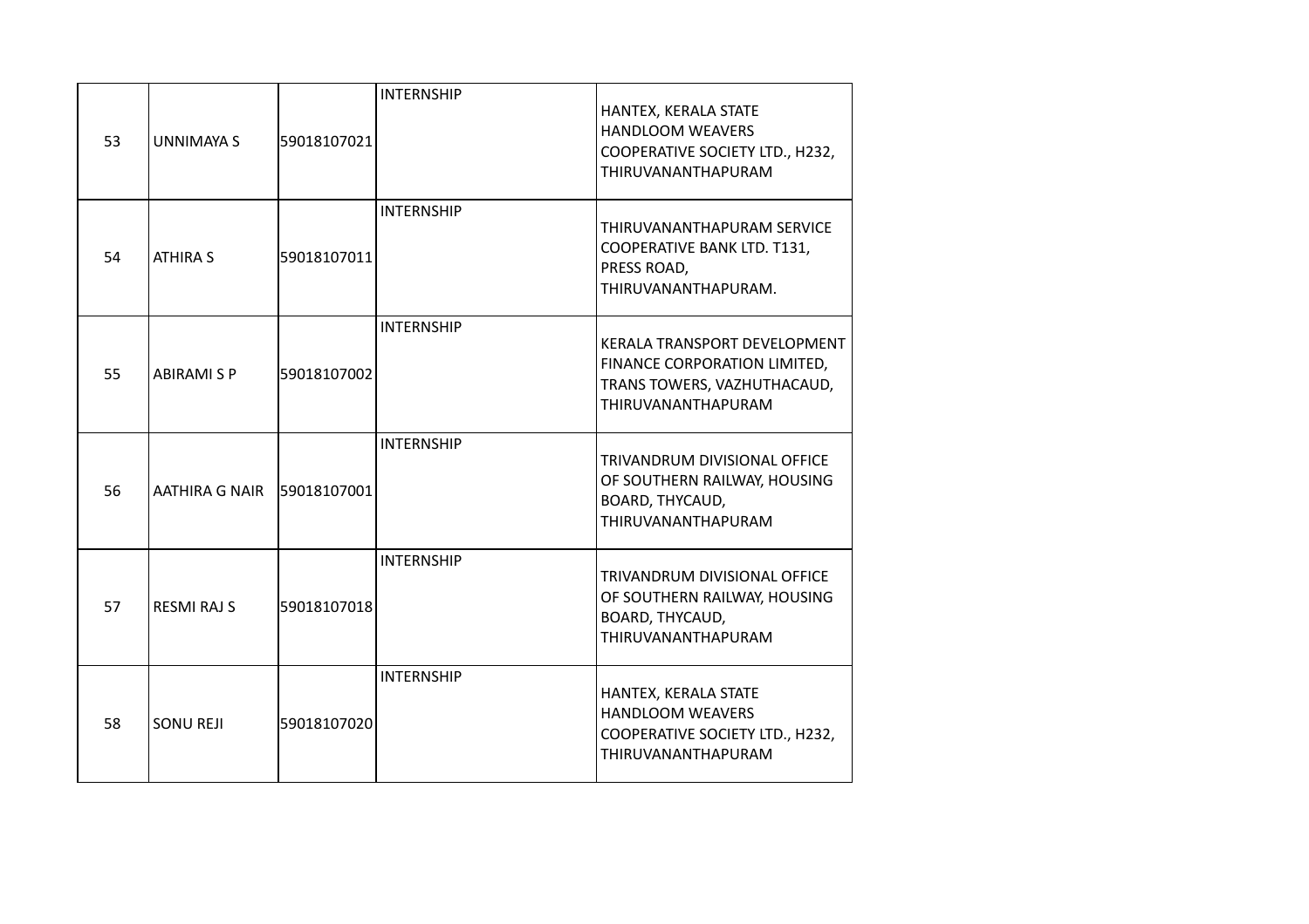| 53 | UNNIMAYA S | 59018107021 | INTERNSHIP | HANTEX, KERALA STATE HANDLOOM WEAVERS COOPERATIVE SOCIETY LTD., H232, THIRUVANANTHAPURAM |
|---|---|---|---|---|
| 54 | ATHIRA S | 59018107011 | INTERNSHIP | THIRUVANANTHAPURAM SERVICE COOPERATIVE BANK LTD. T131, PRESS ROAD, THIRUVANANTHAPURAM. |
| 55 | ABIRAMI S P | 59018107002 | INTERNSHIP | KERALA TRANSPORT DEVELOPMENT FINANCE CORPORATION LIMITED, TRANS TOWERS, VAZHUTHACAUD, THIRUVANANTHAPURAM |
| 56 | AATHIRA G NAIR | 59018107001 | INTERNSHIP | TRIVANDRUM DIVISIONAL OFFICE OF SOUTHERN RAILWAY, HOUSING BOARD, THYCAUD, THIRUVANANTHAPURAM |
| 57 | RESMI RAJ S | 59018107018 | INTERNSHIP | TRIVANDRUM DIVISIONAL OFFICE OF SOUTHERN RAILWAY, HOUSING BOARD, THYCAUD, THIRUVANANTHAPURAM |
| 58 | SONU REJI | 59018107020 | INTERNSHIP | HANTEX, KERALA STATE HANDLOOM WEAVERS COOPERATIVE SOCIETY LTD., H232, THIRUVANANTHAPURAM |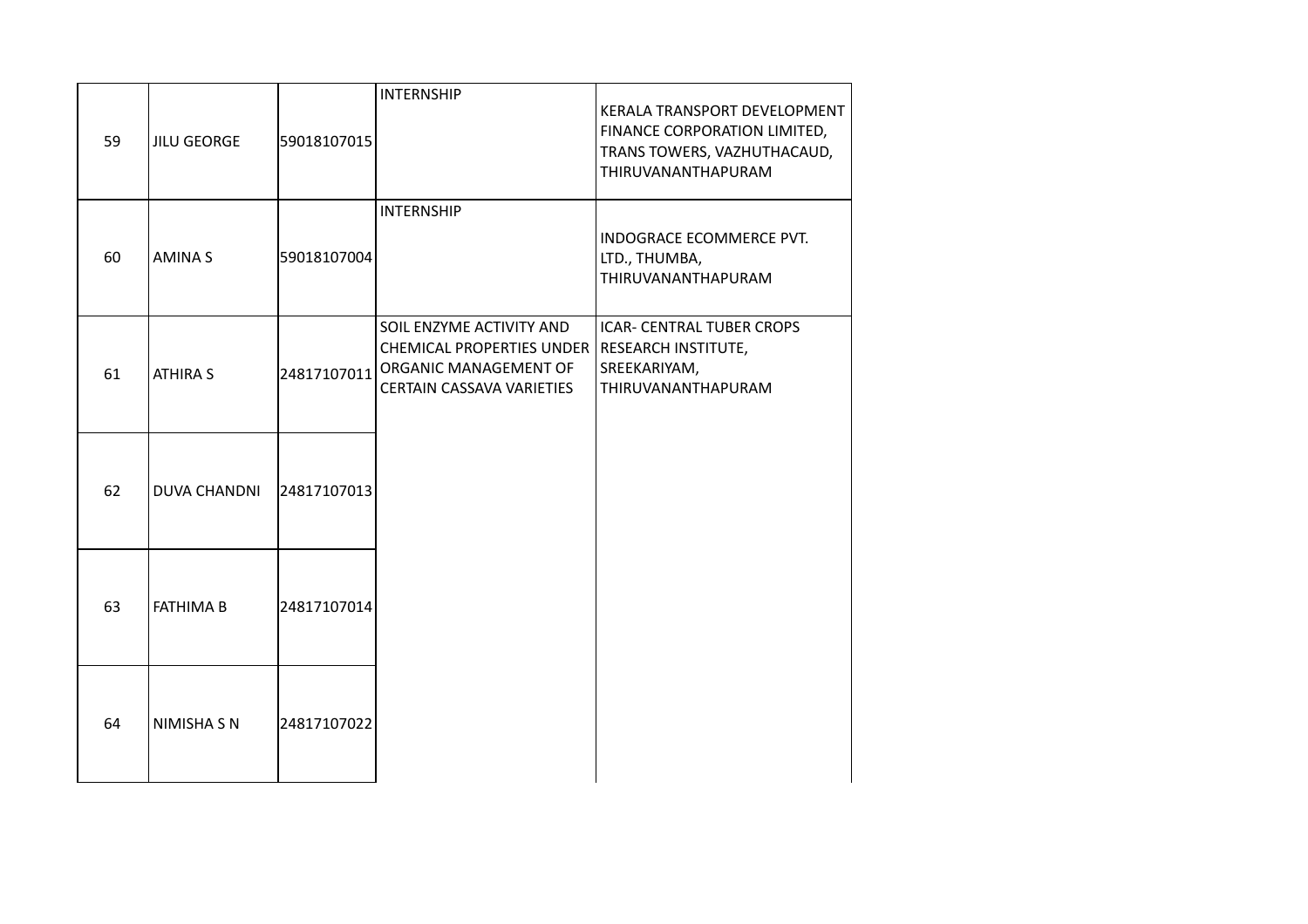| | | | | |
|---|---|---|---|---|
| 59 | JILU GEORGE | 59018107015 | INTERNSHIP | KERALA TRANSPORT DEVELOPMENT FINANCE CORPORATION LIMITED, TRANS TOWERS, VAZHUTHACAUD, THIRUVANANTHAPURAM |
| 60 | AMINA S | 59018107004 | INTERNSHIP | INDOGRACE ECOMMERCE PVT. LTD., THUMBA, THIRUVANANTHAPURAM |
| 61 | ATHIRA S | 24817107011 | SOIL ENZYME ACTIVITY AND CHEMICAL PROPERTIES UNDER ORGANIC MANAGEMENT OF CERTAIN CASSAVA VARIETIES | ICAR- CENTRAL TUBER CROPS RESEARCH INSTITUTE, SREEKARIYAM, THIRUVANANTHAPURAM |
| 62 | DUVA CHANDNI | 24817107013 | | |
| 63 | FATHIMA B | 24817107014 | | |
| 64 | NIMISHA S N | 24817107022 | | |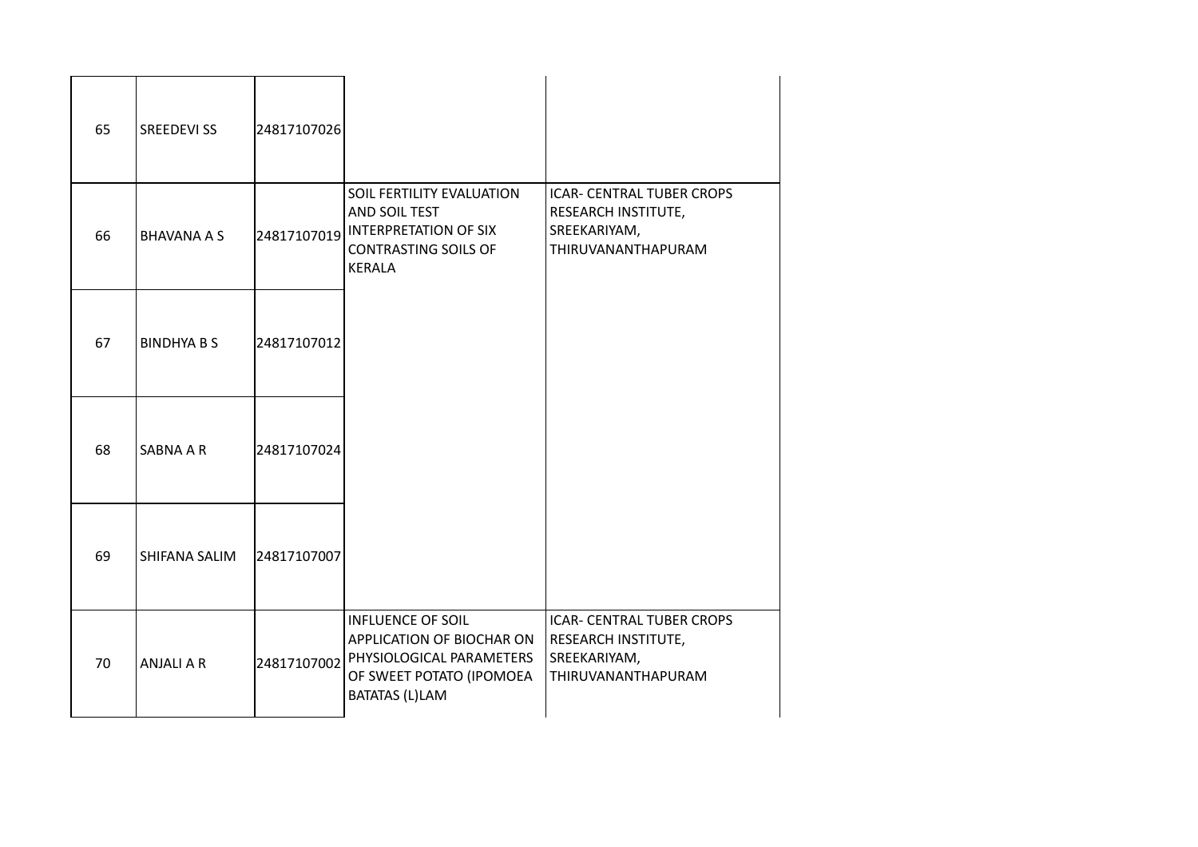| | | | | |
|---|---|---|---|---|
| 65 | SREEDEVI SS | 24817107026 | | |
| 66 | BHAVANA A S | 24817107019 | SOIL FERTILITY EVALUATION AND SOIL TEST INTERPRETATION OF SIX CONTRASTING SOILS OF KERALA | ICAR- CENTRAL TUBER CROPS RESEARCH INSTITUTE, SREEKARIYAM, THIRUVANANTHAPURAM |
| 67 | BINDHYA B S | 24817107012 | | |
| 68 | SABNA A R | 24817107024 | | |
| 69 | SHIFANA SALIM | 24817107007 | | |
| 70 | ANJALI A R | 24817107002 | INFLUENCE OF SOIL APPLICATION OF BIOCHAR ON PHYSIOLOGICAL PARAMETERS OF SWEET POTATO (IPOMOEA BATATAS (L)LAM | ICAR- CENTRAL TUBER CROPS RESEARCH INSTITUTE, SREEKARIYAM, THIRUVANANTHAPURAM |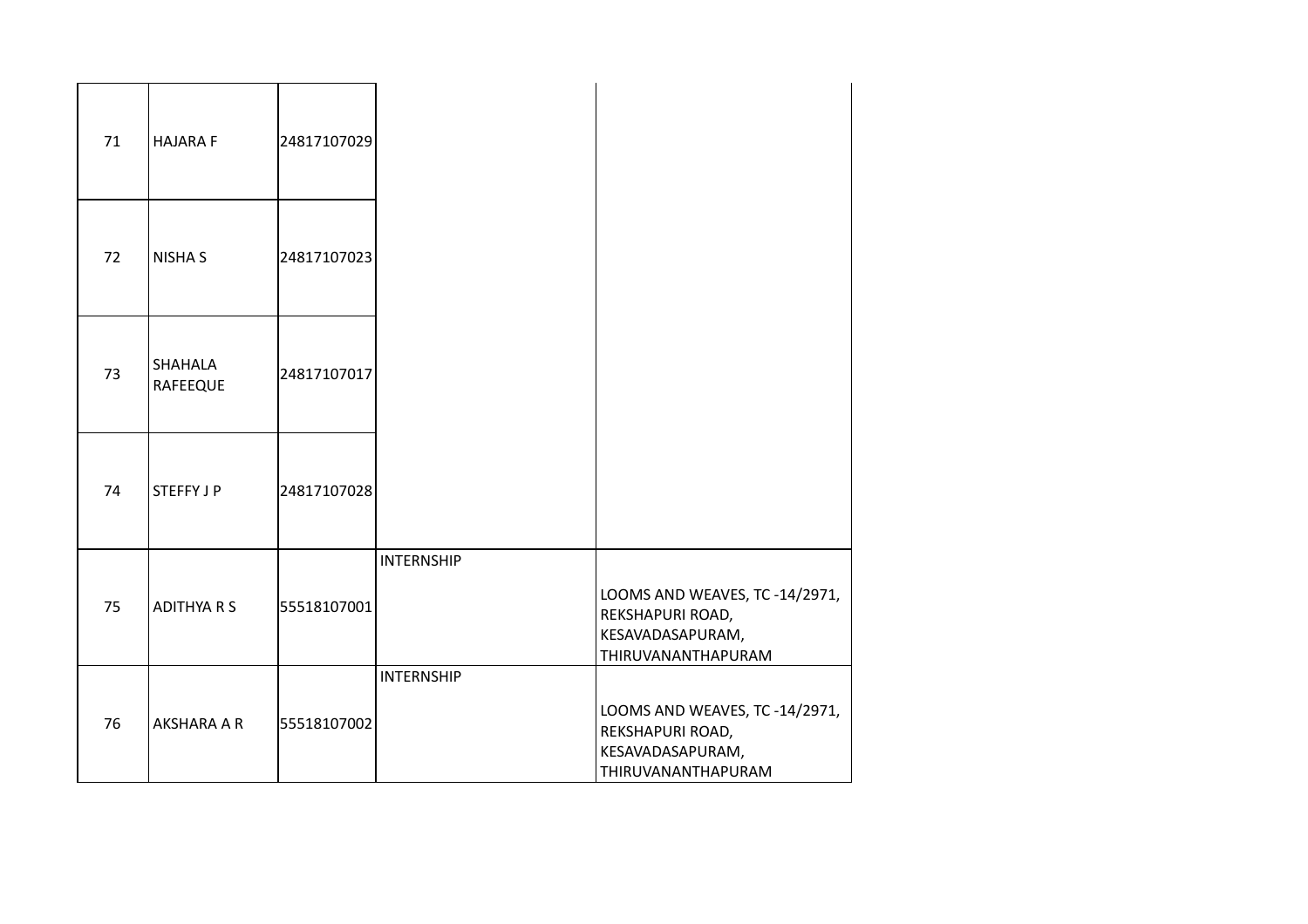| | | | | |
|---|---|---|---|---|
| 71 | HAJARA F | 24817107029 | | |
| 72 | NISHA S | 24817107023 | | |
| 73 | SHAHALA RAFEEQUE | 24817107017 | | |
| 74 | STEFFY J P | 24817107028 | | |
| 75 | ADITHYA R S | 55518107001 | INTERNSHIP | LOOMS AND WEAVES, TC -14/2971, REKSHAPURI ROAD, KESAVADASAPURAM, THIRUVANANTHAPURAM |
| 76 | AKSHARA A R | 55518107002 | INTERNSHIP | LOOMS AND WEAVES, TC -14/2971, REKSHAPURI ROAD, KESAVADASAPURAM, THIRUVANANTHAPURAM |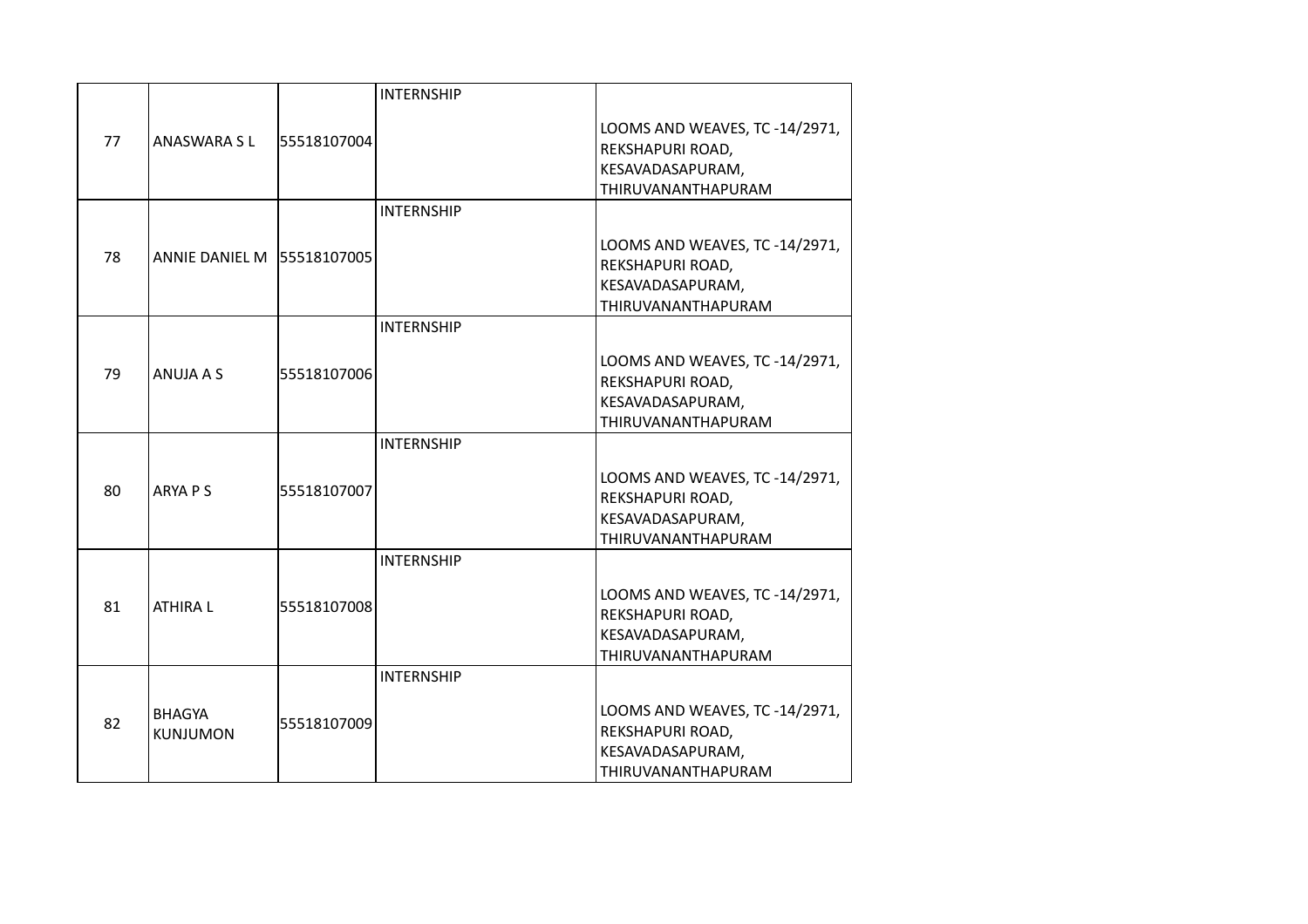| 77 | ANASWARA S L | 55518107004 | INTERNSHIP | LOOMS AND WEAVES, TC -14/2971, REKSHAPURI ROAD, KESAVADASAPURAM, THIRUVANANTHAPURAM |
|---|---|---|---|---|
| 78 | ANNIE DANIEL M | 55518107005 | INTERNSHIP | LOOMS AND WEAVES, TC -14/2971, REKSHAPURI ROAD, KESAVADASAPURAM, THIRUVANANTHAPURAM |
| 79 | ANUJA A S | 55518107006 | INTERNSHIP | LOOMS AND WEAVES, TC -14/2971, REKSHAPURI ROAD, KESAVADASAPURAM, THIRUVANANTHAPURAM |
| 80 | ARYA P S | 55518107007 | INTERNSHIP | LOOMS AND WEAVES, TC -14/2971, REKSHAPURI ROAD, KESAVADASAPURAM, THIRUVANANTHAPURAM |
| 81 | ATHIRA L | 55518107008 | INTERNSHIP | LOOMS AND WEAVES, TC -14/2971, REKSHAPURI ROAD, KESAVADASAPURAM, THIRUVANANTHAPURAM |
| 82 | BHAGYA KUNJUMON | 55518107009 | INTERNSHIP | LOOMS AND WEAVES, TC -14/2971, REKSHAPURI ROAD, KESAVADASAPURAM, THIRUVANANTHAPURAM |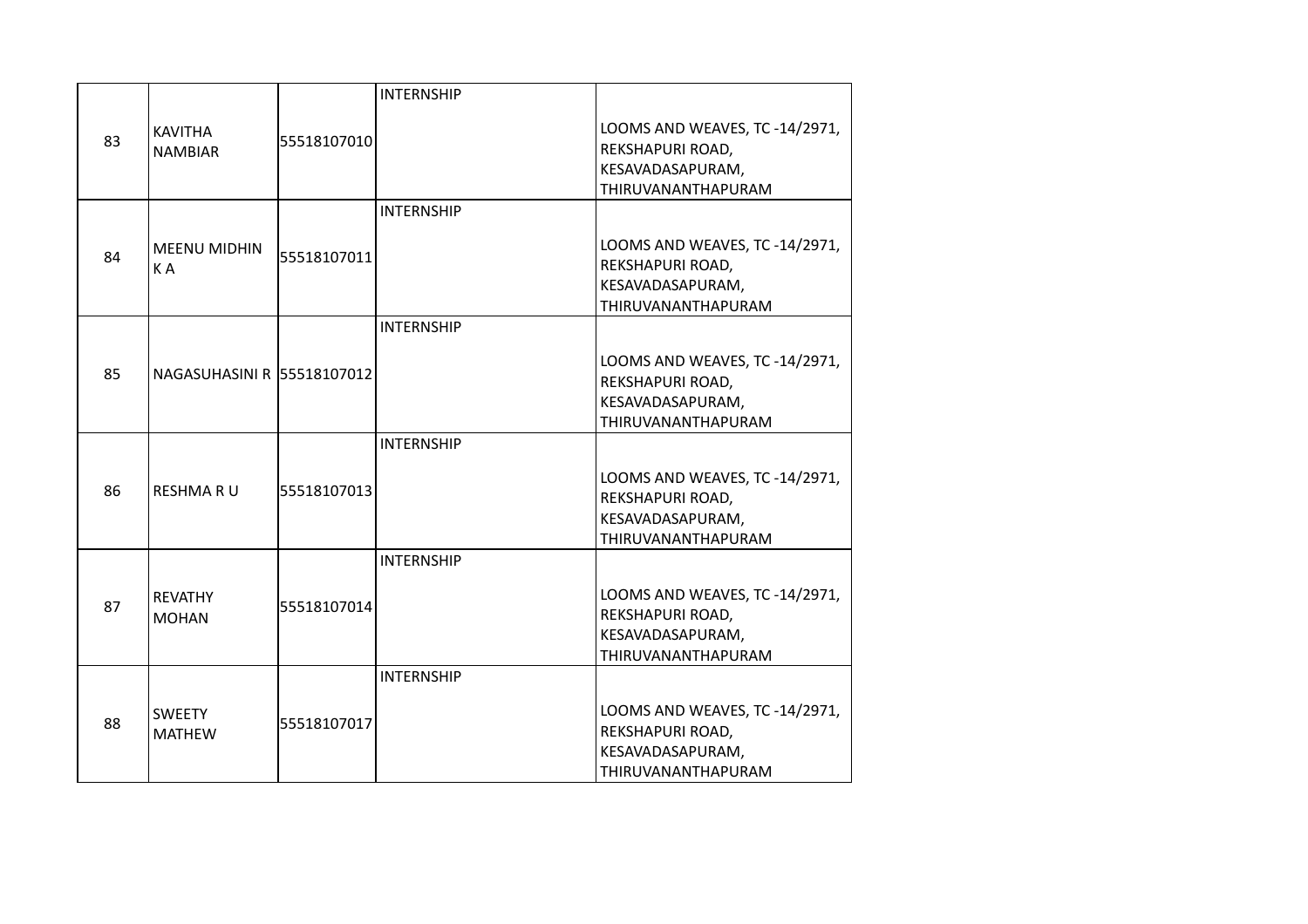| | | | | |
|---|---|---|---|---|
| 83 | KAVITHA NAMBIAR | 55518107010 | INTERNSHIP | LOOMS AND WEAVES, TC -14/2971, REKSHAPURI ROAD, KESAVADASAPURAM, THIRUVANANTHAPURAM |
| 84 | MEENU MIDHIN K A | 55518107011 | INTERNSHIP | LOOMS AND WEAVES, TC -14/2971, REKSHAPURI ROAD, KESAVADASAPURAM, THIRUVANANTHAPURAM |
| 85 | NAGASUHASINI R | 55518107012 | INTERNSHIP | LOOMS AND WEAVES, TC -14/2971, REKSHAPURI ROAD, KESAVADASAPURAM, THIRUVANANTHAPURAM |
| 86 | RESHMA R U | 55518107013 | INTERNSHIP | LOOMS AND WEAVES, TC -14/2971, REKSHAPURI ROAD, KESAVADASAPURAM, THIRUVANANTHAPURAM |
| 87 | REVATHY MOHAN | 55518107014 | INTERNSHIP | LOOMS AND WEAVES, TC -14/2971, REKSHAPURI ROAD, KESAVADASAPURAM, THIRUVANANTHAPURAM |
| 88 | SWEETY MATHEW | 55518107017 | INTERNSHIP | LOOMS AND WEAVES, TC -14/2971, REKSHAPURI ROAD, KESAVADASAPURAM, THIRUVANANTHAPURAM |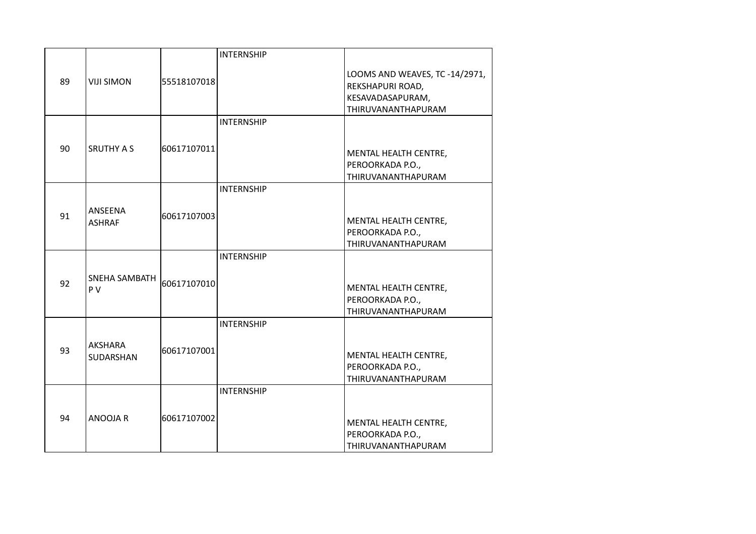| | | | | |
|---|---|---|---|---|
| 89 | VIJI SIMON | 55518107018 | INTERNSHIP | LOOMS AND WEAVES, TC -14/2971, REKSHAPURI ROAD, KESAVADASAPURAM, THIRUVANANTHAPURAM |
| 90 | SRUTHY A S | 60617107011 | INTERNSHIP | MENTAL HEALTH CENTRE, PEROORKADA P.O., THIRUVANANTHAPURAM |
| 91 | ANSEENA ASHRAF | 60617107003 | INTERNSHIP | MENTAL HEALTH CENTRE, PEROORKADA P.O., THIRUVANANTHAPURAM |
| 92 | SNEHA SAMBATH P V | 60617107010 | INTERNSHIP | MENTAL HEALTH CENTRE, PEROORKADA P.O., THIRUVANANTHAPURAM |
| 93 | AKSHARA SUDARSHAN | 60617107001 | INTERNSHIP | MENTAL HEALTH CENTRE, PEROORKADA P.O., THIRUVANANTHAPURAM |
| 94 | ANOOJA R | 60617107002 | INTERNSHIP | MENTAL HEALTH CENTRE, PEROORKADA P.O., THIRUVANANTHAPURAM |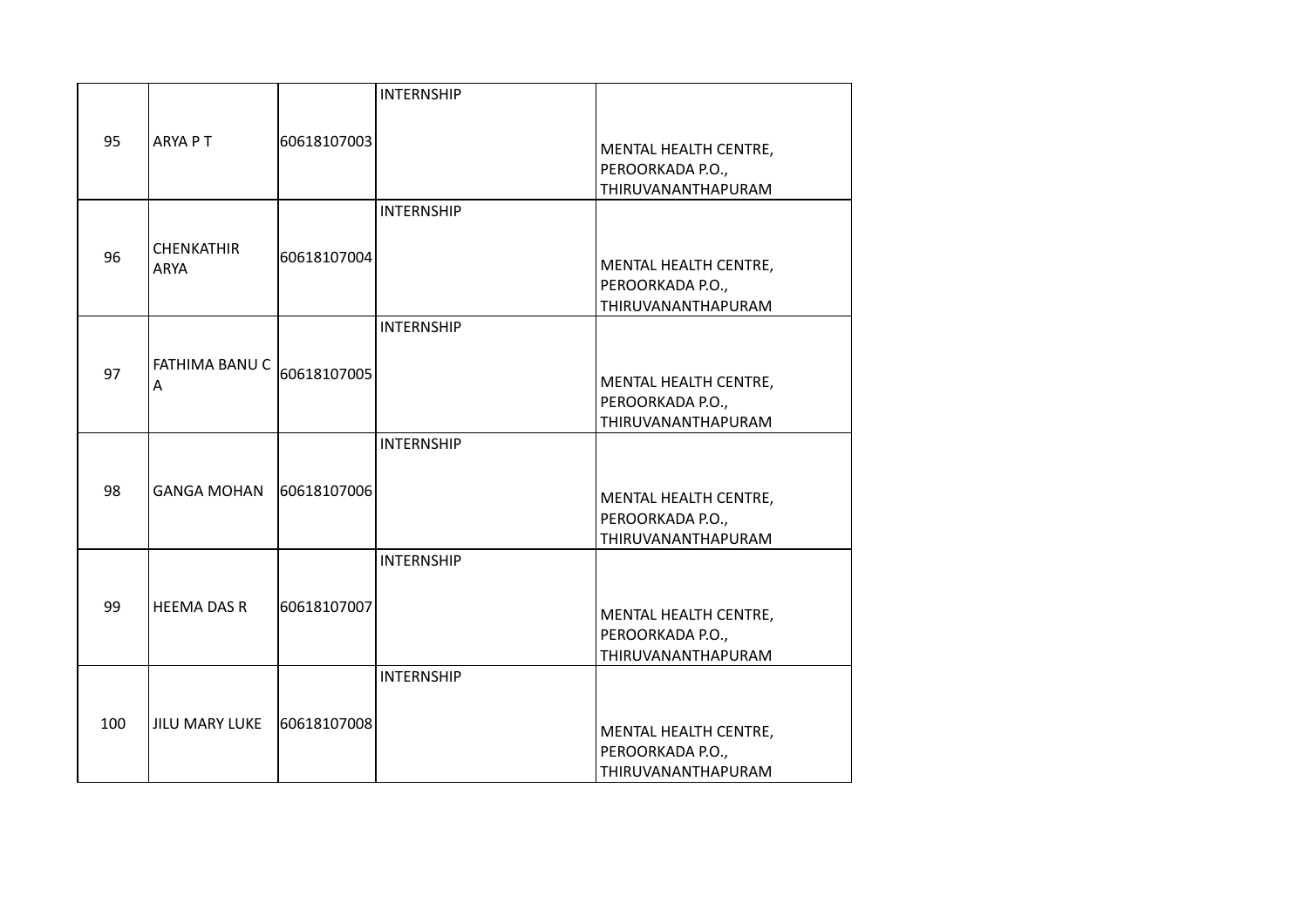| | | | | |
|---|---|---|---|---|
| 95 | ARYA P T | 60618107003 | INTERNSHIP | MENTAL HEALTH CENTRE, PEROORKADA P.O., THIRUVANANTHAPURAM |
| 96 | CHENKATHIR ARYA | 60618107004 | INTERNSHIP | MENTAL HEALTH CENTRE, PEROORKADA P.O., THIRUVANANTHAPURAM |
| 97 | FATHIMA BANU C A | 60618107005 | INTERNSHIP | MENTAL HEALTH CENTRE, PEROORKADA P.O., THIRUVANANTHAPURAM |
| 98 | GANGA MOHAN | 60618107006 | INTERNSHIP | MENTAL HEALTH CENTRE, PEROORKADA P.O., THIRUVANANTHAPURAM |
| 99 | HEEMA DAS R | 60618107007 | INTERNSHIP | MENTAL HEALTH CENTRE, PEROORKADA P.O., THIRUVANANTHAPURAM |
| 100 | JILU MARY LUKE | 60618107008 | INTERNSHIP | MENTAL HEALTH CENTRE, PEROORKADA P.O., THIRUVANANTHAPURAM |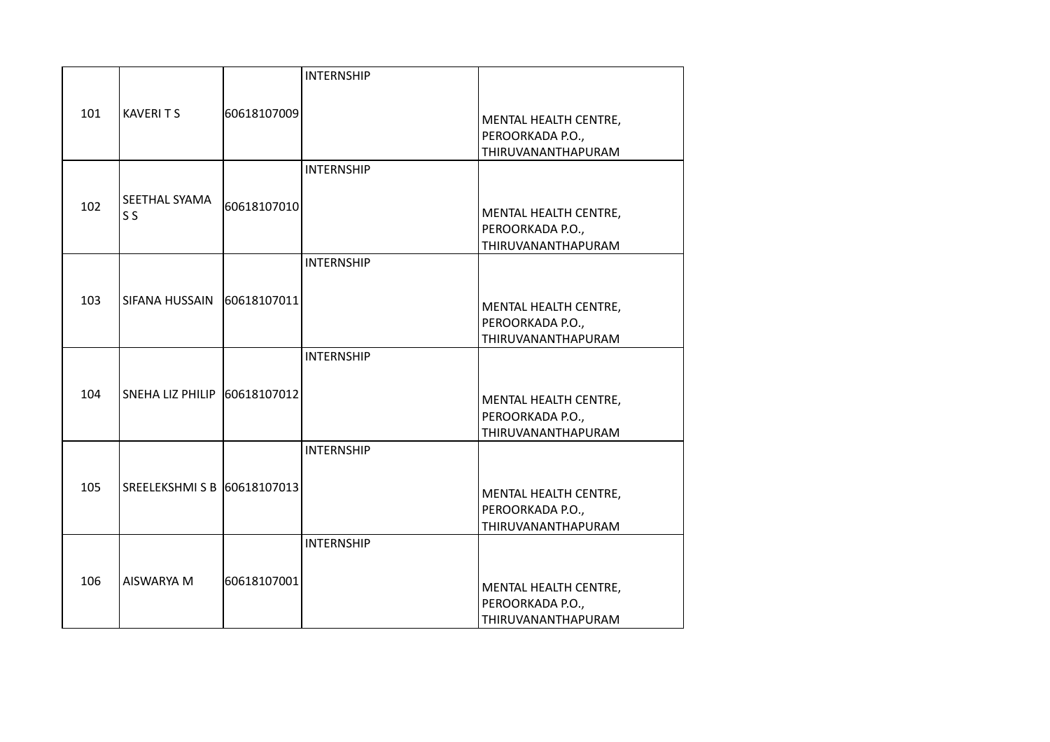| | | | | |
|---|---|---|---|---|
| 101 | KAVERI T S | 60618107009 | INTERNSHIP | MENTAL HEALTH CENTRE, PEROORKADA P.O., THIRUVANANTHAPURAM |
| 102 | SEETHAL SYAMA S S | 60618107010 | INTERNSHIP | MENTAL HEALTH CENTRE, PEROORKADA P.O., THIRUVANANTHAPURAM |
| 103 | SIFANA HUSSAIN | 60618107011 | INTERNSHIP | MENTAL HEALTH CENTRE, PEROORKADA P.O., THIRUVANANTHAPURAM |
| 104 | SNEHA LIZ PHILIP | 60618107012 | INTERNSHIP | MENTAL HEALTH CENTRE, PEROORKADA P.O., THIRUVANANTHAPURAM |
| 105 | SREELEKSHMI S B | 60618107013 | INTERNSHIP | MENTAL HEALTH CENTRE, PEROORKADA P.O., THIRUVANANTHAPURAM |
| 106 | AISWARYA M | 60618107001 | INTERNSHIP | MENTAL HEALTH CENTRE, PEROORKADA P.O., THIRUVANANTHAPURAM |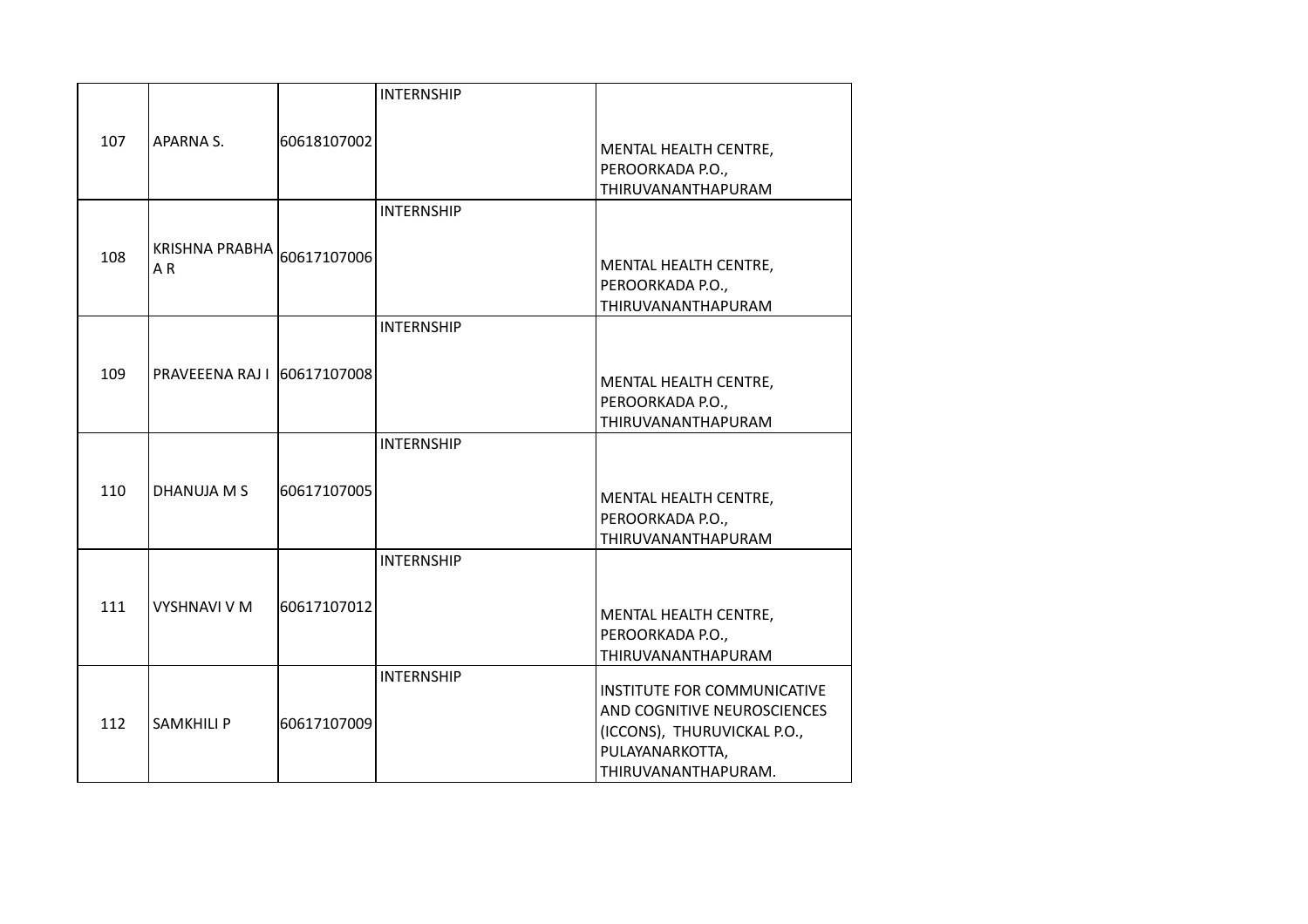| | | | | |
|---|---|---|---|---|
| 107 | APARNA S. | 60618107002 | INTERNSHIP | MENTAL HEALTH CENTRE, PEROORKADA P.O., THIRUVANANTHAPURAM |
| 108 | KRISHNA PRABHA A R | 60617107006 | INTERNSHIP | MENTAL HEALTH CENTRE, PEROORKADA P.O., THIRUVANANTHAPURAM |
| 109 | PRAVEEENA RAJ I | 60617107008 | INTERNSHIP | MENTAL HEALTH CENTRE, PEROORKADA P.O., THIRUVANANTHAPURAM |
| 110 | DHANUJA M S | 60617107005 | INTERNSHIP | MENTAL HEALTH CENTRE, PEROORKADA P.O., THIRUVANANTHAPURAM |
| 111 | VYSHNAVI V M | 60617107012 | INTERNSHIP | MENTAL HEALTH CENTRE, PEROORKADA P.O., THIRUVANANTHAPURAM |
| 112 | SAMKHILI P | 60617107009 | INTERNSHIP | INSTITUTE FOR COMMUNICATIVE AND COGNITIVE NEUROSCIENCES (ICCONS), THURUVICKAL P.O., PULAYANARKOTTA, THIRUVANANTHAPURAM. |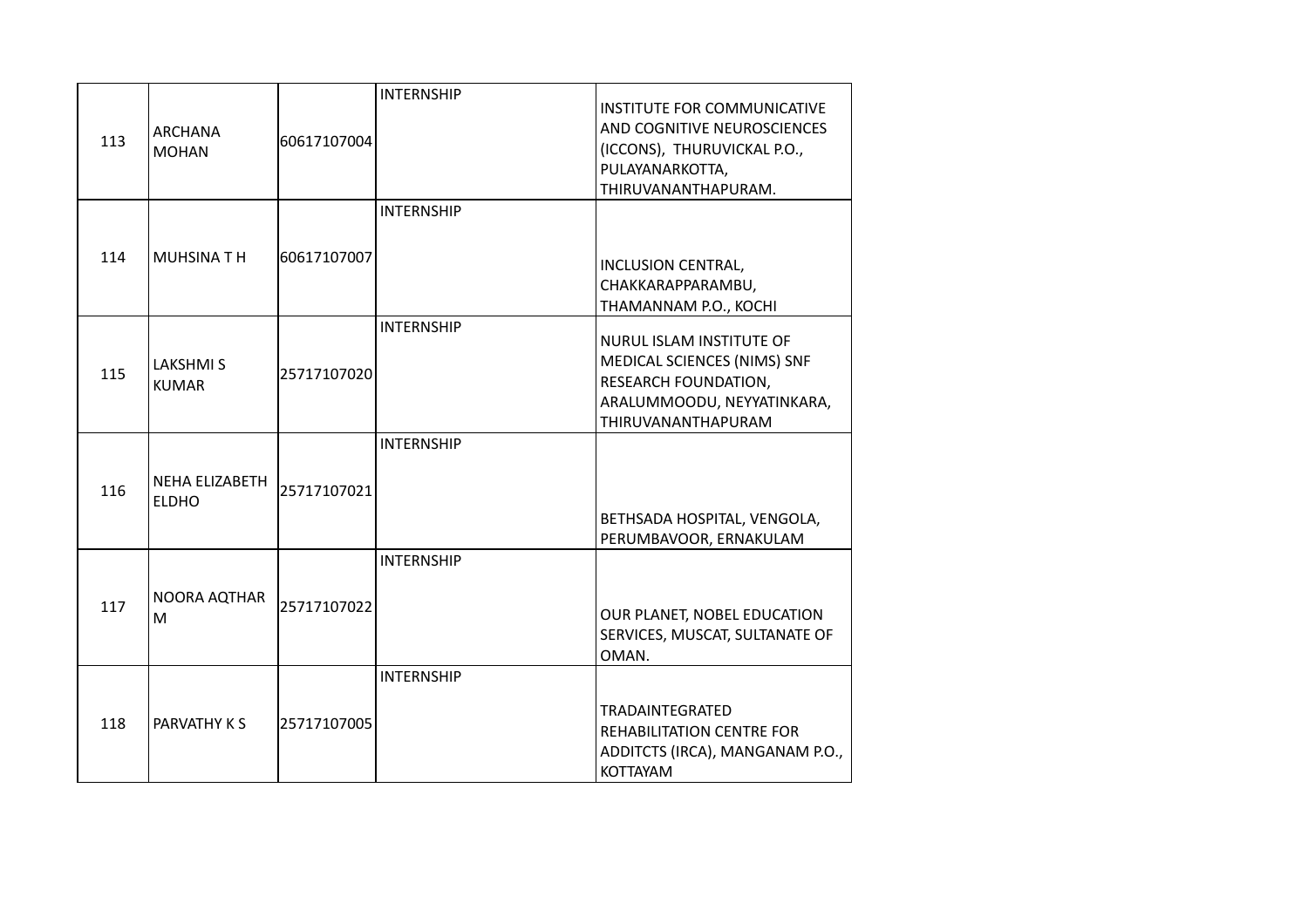| | | | | |
|---|---|---|---|---|
| 113 | ARCHANA MOHAN | 60617107004 | INTERNSHIP | INSTITUTE FOR COMMUNICATIVE AND COGNITIVE NEUROSCIENCES (ICCONS), THURUVICKAL P.O., PULAYANARKOTTA, THIRUVANANTHAPURAM. |
| 114 | MUHSINA T H | 60617107007 | INTERNSHIP | INCLUSION CENTRAL, CHAKKARAPPARAMBU, THAMANNAM P.O., KOCHI |
| 115 | LAKSHMI S KUMAR | 25717107020 | INTERNSHIP | NURUL ISLAM INSTITUTE OF MEDICAL SCIENCES (NIMS) SNF RESEARCH FOUNDATION, ARALUMMOODU, NEYYATINKARA, THIRUVANANTHAPURAM |
| 116 | NEHA ELIZABETH ELDHO | 25717107021 | INTERNSHIP | BETHSADA HOSPITAL, VENGOLA, PERUMBAVOOR, ERNAKULAM |
| 117 | NOORA AQTHAR M | 25717107022 | INTERNSHIP | OUR PLANET, NOBEL EDUCATION SERVICES, MUSCAT, SULTANATE OF OMAN. |
| 118 | PARVATHY K S | 25717107005 | INTERNSHIP | TRADAINTEGRATED REHABILITATION CENTRE FOR ADDITCTS (IRCA), MANGANAM P.O., KOTTAYAM |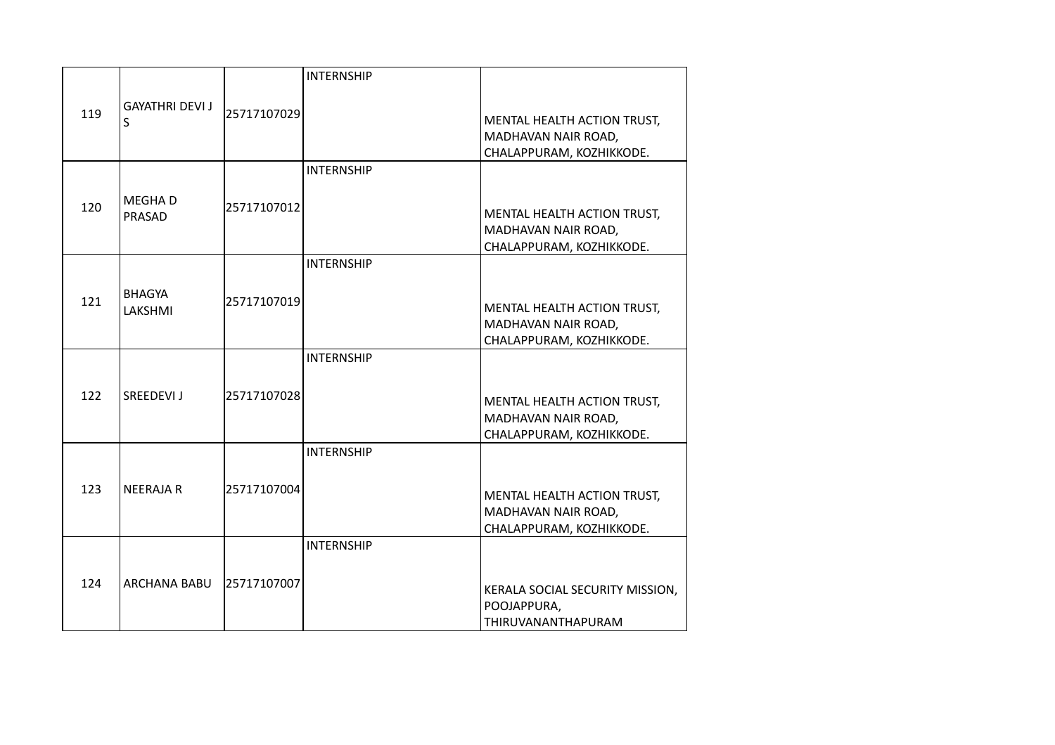| | | | | |
|---|---|---|---|---|
| 119 | GAYATHRI DEVI J S | 25717107029 | INTERNSHIP | MENTAL HEALTH ACTION TRUST, MADHAVAN NAIR ROAD, CHALAPPURAM, KOZHIKKODE. |
| 120 | MEGHA D PRASAD | 25717107012 | INTERNSHIP | MENTAL HEALTH ACTION TRUST, MADHAVAN NAIR ROAD, CHALAPPURAM, KOZHIKKODE. |
| 121 | BHAGYA LAKSHMI | 25717107019 | INTERNSHIP | MENTAL HEALTH ACTION TRUST, MADHAVAN NAIR ROAD, CHALAPPURAM, KOZHIKKODE. |
| 122 | SREEDEVI J | 25717107028 | INTERNSHIP | MENTAL HEALTH ACTION TRUST, MADHAVAN NAIR ROAD, CHALAPPURAM, KOZHIKKODE. |
| 123 | NEERAJA R | 25717107004 | INTERNSHIP | MENTAL HEALTH ACTION TRUST, MADHAVAN NAIR ROAD, CHALAPPURAM, KOZHIKKODE. |
| 124 | ARCHANA BABU | 25717107007 | INTERNSHIP | KERALA SOCIAL SECURITY MISSION, POOJAPPURA, THIRUVANANTHAPURAM |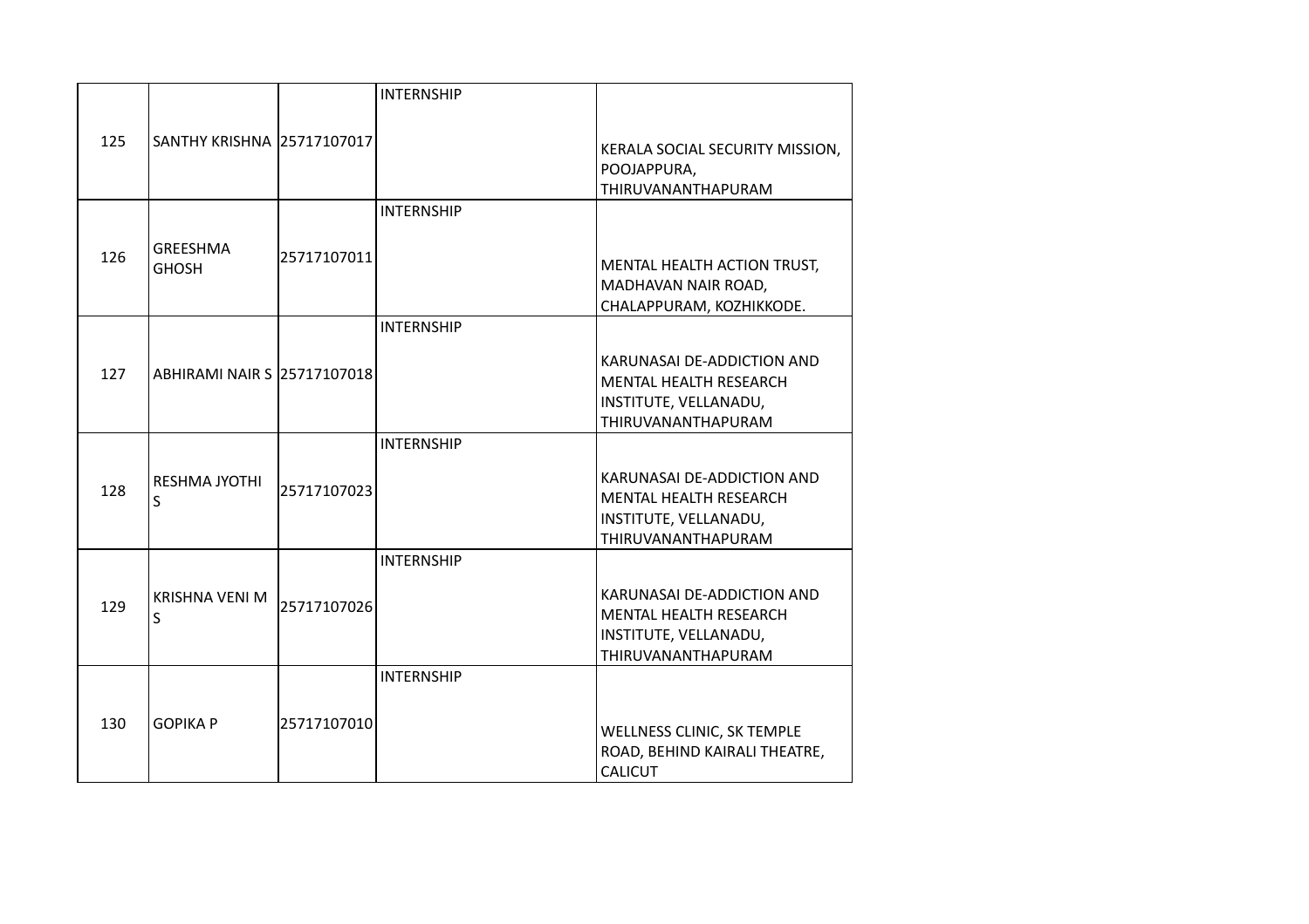| | | | | |
|---|---|---|---|---|
| 125 | SANTHY KRISHNA | 25717107017 | INTERNSHIP | KERALA SOCIAL SECURITY MISSION, POOJAPPURA, THIRUVANANTHAPURAM |
| 126 | GREESHMA GHOSH | 25717107011 | INTERNSHIP | MENTAL HEALTH ACTION TRUST, MADHAVAN NAIR ROAD, CHALAPPURAM, KOZHIKKODE. |
| 127 | ABHIRAMI NAIR S | 25717107018 | INTERNSHIP | KARUNASAI DE-ADDICTION AND MENTAL HEALTH RESEARCH INSTITUTE, VELLANADU, THIRUVANANTHAPURAM |
| 128 | RESHMA JYOTHI S | 25717107023 | INTERNSHIP | KARUNASAI DE-ADDICTION AND MENTAL HEALTH RESEARCH INSTITUTE, VELLANADU, THIRUVANANTHAPURAM |
| 129 | KRISHNA VENI M S | 25717107026 | INTERNSHIP | KARUNASAI DE-ADDICTION AND MENTAL HEALTH RESEARCH INSTITUTE, VELLANADU, THIRUVANANTHAPURAM |
| 130 | GOPIKA P | 25717107010 | INTERNSHIP | WELLNESS CLINIC, SK TEMPLE ROAD, BEHIND KAIRALI THEATRE, CALICUT |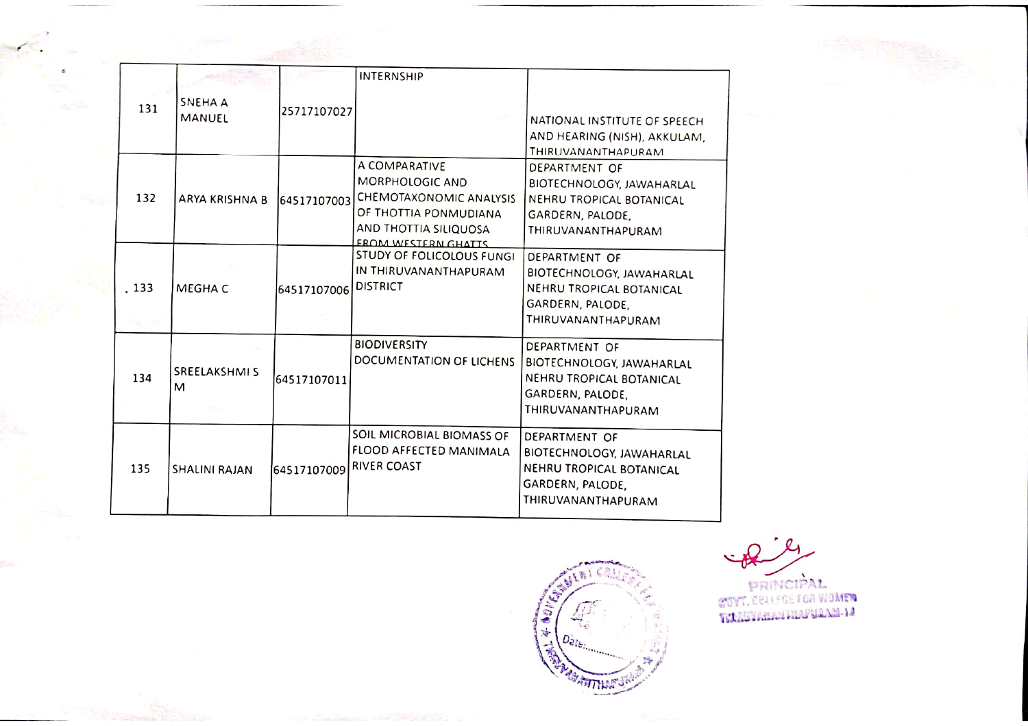| | | | | |
|---|---|---|---|---|
| 131 | SNEHA A MANUEL | 25717107027 | INTERNSHIP | NATIONAL INSTITUTE OF SPEECH AND HEARING (NISH), AKKULAM, THIRUVANANTHAPURAM |
| 132 | ARYA KRISHNA B | 64517107003 | A COMPARATIVE MORPHOLOGIC AND CHEMOTAXONOMIC ANALYSIS OF THOTTIA PONMUDIANA AND THOTTIA SILIQUOSA FROM WESTERN GHATTS | DEPARTMENT OF BIOTECHNOLOGY, JAWAHARLAL NEHRU TROPICAL BOTANICAL GARDERN, PALODE, THIRUVANANTHAPURAM |
| 133 | MEGHA C | 64517107006 | STUDY OF FOLICOLOUS FUNGI IN THIRUVANANTHAPURAM DISTRICT | DEPARTMENT OF BIOTECHNOLOGY, JAWAHARLAL NEHRU TROPICAL BOTANICAL GARDERN, PALODE, THIRUVANANTHAPURAM |
| 134 | SREELAKSHMI S M | 64517107011 | BIODIVERSITY DOCUMENTATION OF LICHENS | DEPARTMENT OF BIOTECHNOLOGY, JAWAHARLAL NEHRU TROPICAL BOTANICAL GARDERN, PALODE, THIRUVANANTHAPURAM |
| 135 | SHALINI RAJAN | 64517107009 | SOIL MICROBIAL BIOMASS OF FLOOD AFFECTED MANIMALA RIVER COAST | DEPARTMENT OF BIOTECHNOLOGY, JAWAHARLAL NEHRU TROPICAL BOTANICAL GARDERN, PALODE, THIRUVANANTHAPURAM |

PRINCIPAL
GOVT. COLLEGE FOR WOMEN
THIRUVANANTHAPURAM-14